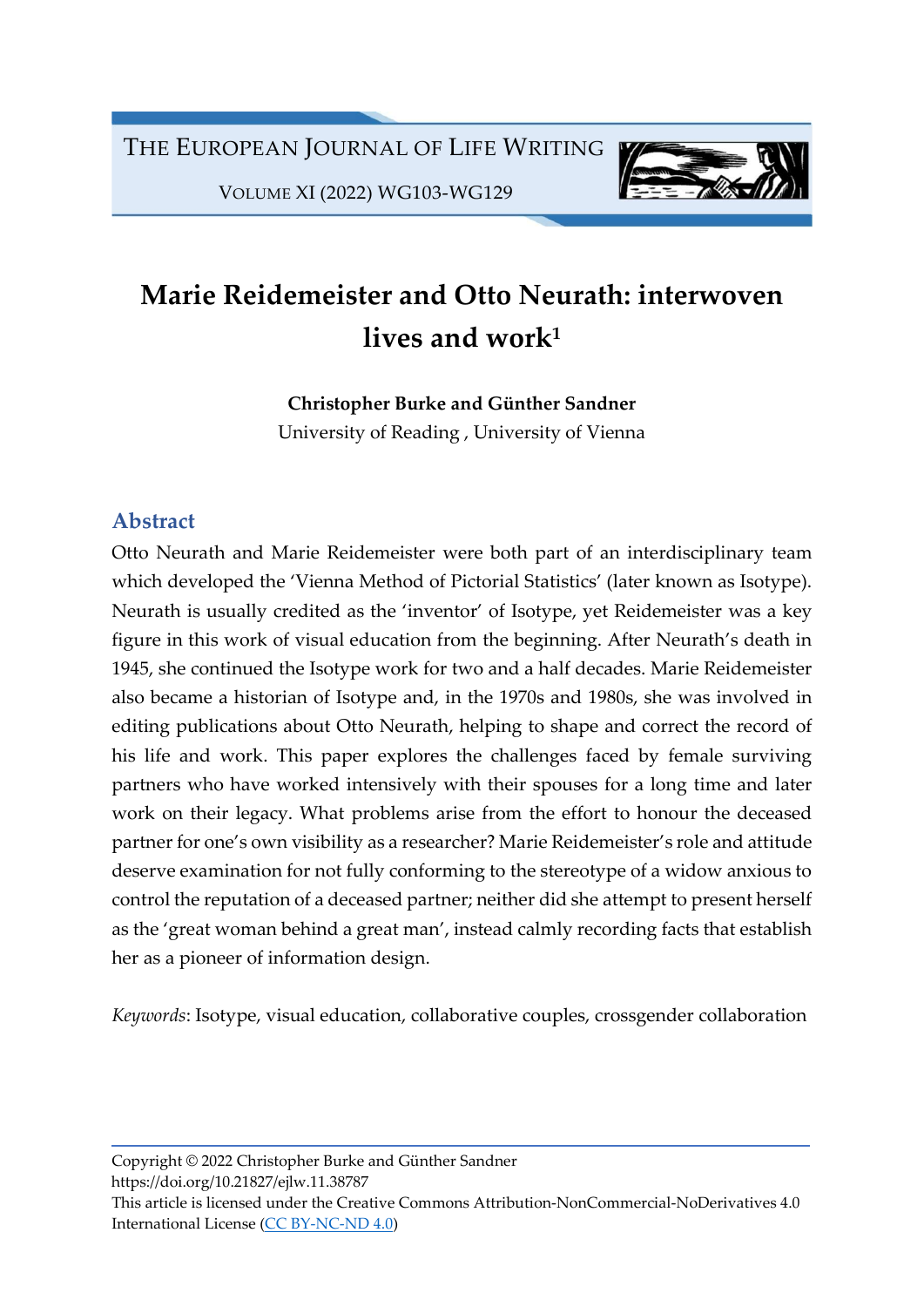# Marie Reidemeister and Otto Neurath: interwoven lives and work[1]

**Christopher Burke and Günther Sandner**

University of Reading , University of Vienna

## Abstract

Otto Neurath and Marie Reidemeister were both part of an interdisciplinary team which developed the 'Vienna Method of Pictorial Statistics' (later known as Isotype). Neurath is usually credited as the 'inventor' of Isotype, yet Reidemeister was a key figure in this work of visual education from the beginning. After Neurath's death in 1945, she continued the Isotype work for two and a half decades. Marie Reidemeister also became a historian of Isotype and, in the 1970s and 1980s, she was involved in editing publications about Otto Neurath, helping to shape and correct the record of his life and work. This paper explores the challenges faced by female surviving partners who have worked intensively with their spouses for a long time and later work on their legacy. What problems arise from the effort to honour the deceased partner for one's own visibility as a researcher? Marie Reidemeister's role and attitude deserve examination for not fully conforming to the stereotype of a widow anxious to control the reputation of a deceased partner; neither did she attempt to present herself as the 'great woman behind a great man', instead calmly recording facts that establish her as a pioneer of information design.

*Keywords*: Isotype, visual education, collaborative couples, crossgender collaboration

Copyright © 2022 Christopher Burke and Günther Sandner
https://doi.org/10.21827/ejlw.11.38787
This article is licensed under the Creative Commons Attribution-NonCommercial-NoDerivatives 4.0 International License (CC BY-NC-ND 4.0)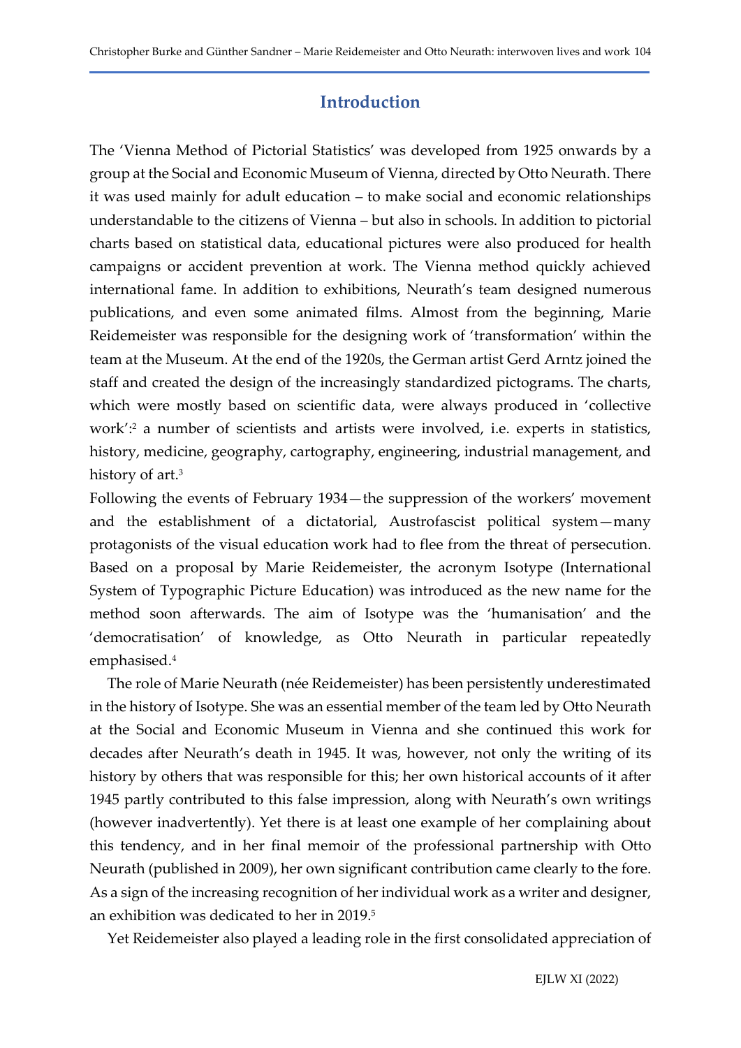## Introduction

The 'Vienna Method of Pictorial Statistics' was developed from 1925 onwards by a group at the Social and Economic Museum of Vienna, directed by Otto Neurath. There it was used mainly for adult education – to make social and economic relationships understandable to the citizens of Vienna – but also in schools. In addition to pictorial charts based on statistical data, educational pictures were also produced for health campaigns or accident prevention at work. The Vienna method quickly achieved international fame. In addition to exhibitions, Neurath's team designed numerous publications, and even some animated films. Almost from the beginning, Marie Reidemeister was responsible for the designing work of 'transformation' within the team at the Museum. At the end of the 1920s, the German artist Gerd Arntz joined the staff and created the design of the increasingly standardized pictograms. The charts, which were mostly based on scientific data, were always produced in 'collective work':[2] a number of scientists and artists were involved, i.e. experts in statistics, history, medicine, geography, cartography, engineering, industrial management, and history of art.[3]

Following the events of February 1934—the suppression of the workers' movement and the establishment of a dictatorial, Austrofascist political system—many protagonists of the visual education work had to flee from the threat of persecution. Based on a proposal by Marie Reidemeister, the acronym Isotype (International System of Typographic Picture Education) was introduced as the new name for the method soon afterwards. The aim of Isotype was the 'humanisation' and the 'democratisation' of knowledge, as Otto Neurath in particular repeatedly emphasised.[4]

The role of Marie Neurath (née Reidemeister) has been persistently underestimated in the history of Isotype. She was an essential member of the team led by Otto Neurath at the Social and Economic Museum in Vienna and she continued this work for decades after Neurath's death in 1945. It was, however, not only the writing of its history by others that was responsible for this; her own historical accounts of it after 1945 partly contributed to this false impression, along with Neurath's own writings (however inadvertently). Yet there is at least one example of her complaining about this tendency, and in her final memoir of the professional partnership with Otto Neurath (published in 2009), her own significant contribution came clearly to the fore. As a sign of the increasing recognition of her individual work as a writer and designer, an exhibition was dedicated to her in 2019.[5]

Yet Reidemeister also played a leading role in the first consolidated appreciation of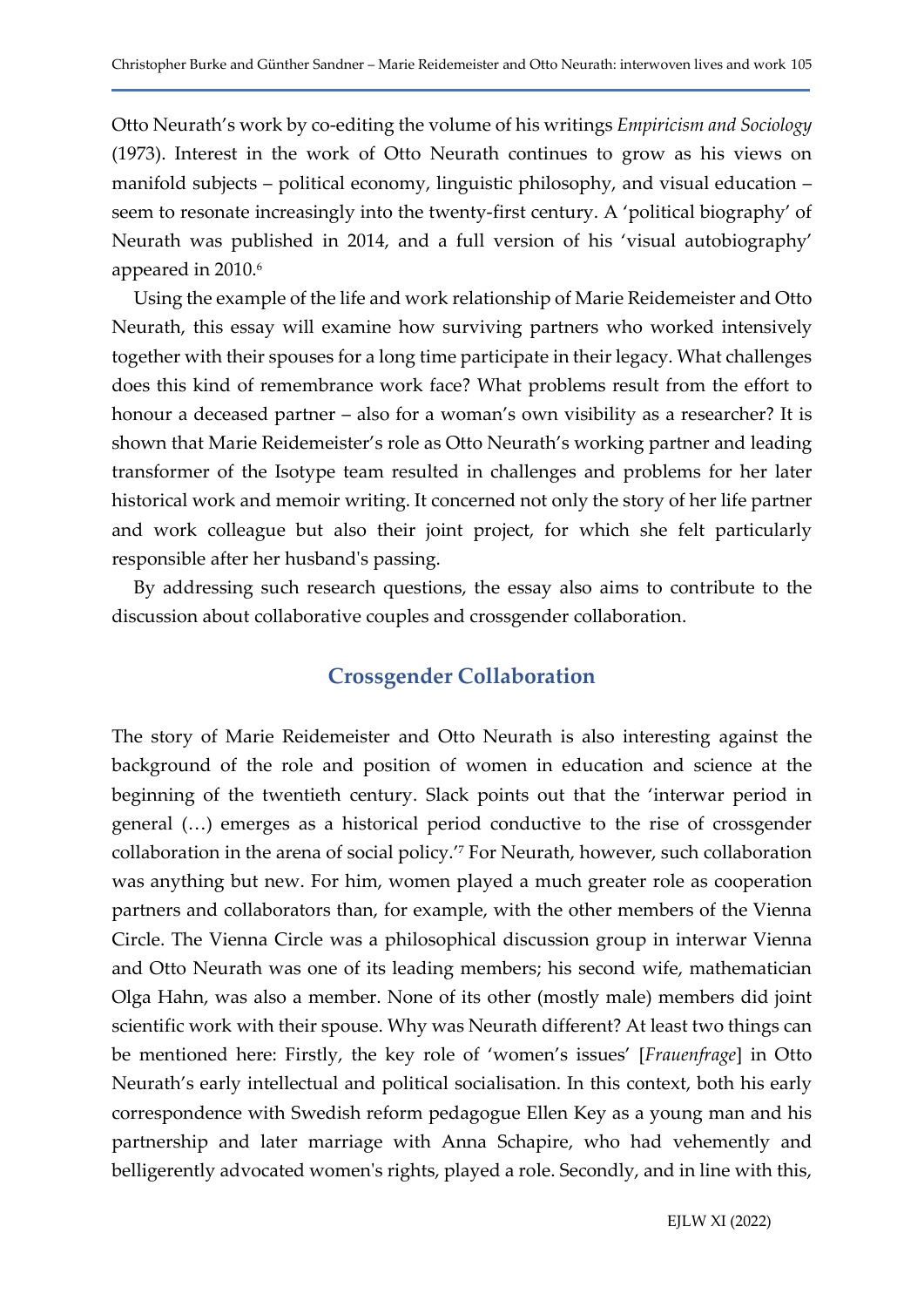Otto Neurath's work by co-editing the volume of his writings *Empiricism and Sociology* (1973). Interest in the work of Otto Neurath continues to grow as his views on manifold subjects – political economy, linguistic philosophy, and visual education – seem to resonate increasingly into the twenty-first century. A 'political biography' of Neurath was published in 2014, and a full version of his 'visual autobiography' appeared in 2010.[6]

Using the example of the life and work relationship of Marie Reidemeister and Otto Neurath, this essay will examine how surviving partners who worked intensively together with their spouses for a long time participate in their legacy. What challenges does this kind of remembrance work face? What problems result from the effort to honour a deceased partner – also for a woman's own visibility as a researcher? It is shown that Marie Reidemeister's role as Otto Neurath's working partner and leading transformer of the Isotype team resulted in challenges and problems for her later historical work and memoir writing. It concerned not only the story of her life partner and work colleague but also their joint project, for which she felt particularly responsible after her husband's passing.

By addressing such research questions, the essay also aims to contribute to the discussion about collaborative couples and crossgender collaboration.

## Crossgender Collaboration

The story of Marie Reidemeister and Otto Neurath is also interesting against the background of the role and position of women in education and science at the beginning of the twentieth century. Slack points out that the 'interwar period in general (…) emerges as a historical period conductive to the rise of crossgender collaboration in the arena of social policy.'[7] For Neurath, however, such collaboration was anything but new. For him, women played a much greater role as cooperation partners and collaborators than, for example, with the other members of the Vienna Circle. The Vienna Circle was a philosophical discussion group in interwar Vienna and Otto Neurath was one of its leading members; his second wife, mathematician Olga Hahn, was also a member. None of its other (mostly male) members did joint scientific work with their spouse. Why was Neurath different? At least two things can be mentioned here: Firstly, the key role of 'women's issues' [*Frauenfrage*] in Otto Neurath's early intellectual and political socialisation. In this context, both his early correspondence with Swedish reform pedagogue Ellen Key as a young man and his partnership and later marriage with Anna Schapire, who had vehemently and belligerently advocated women's rights, played a role. Secondly, and in line with this,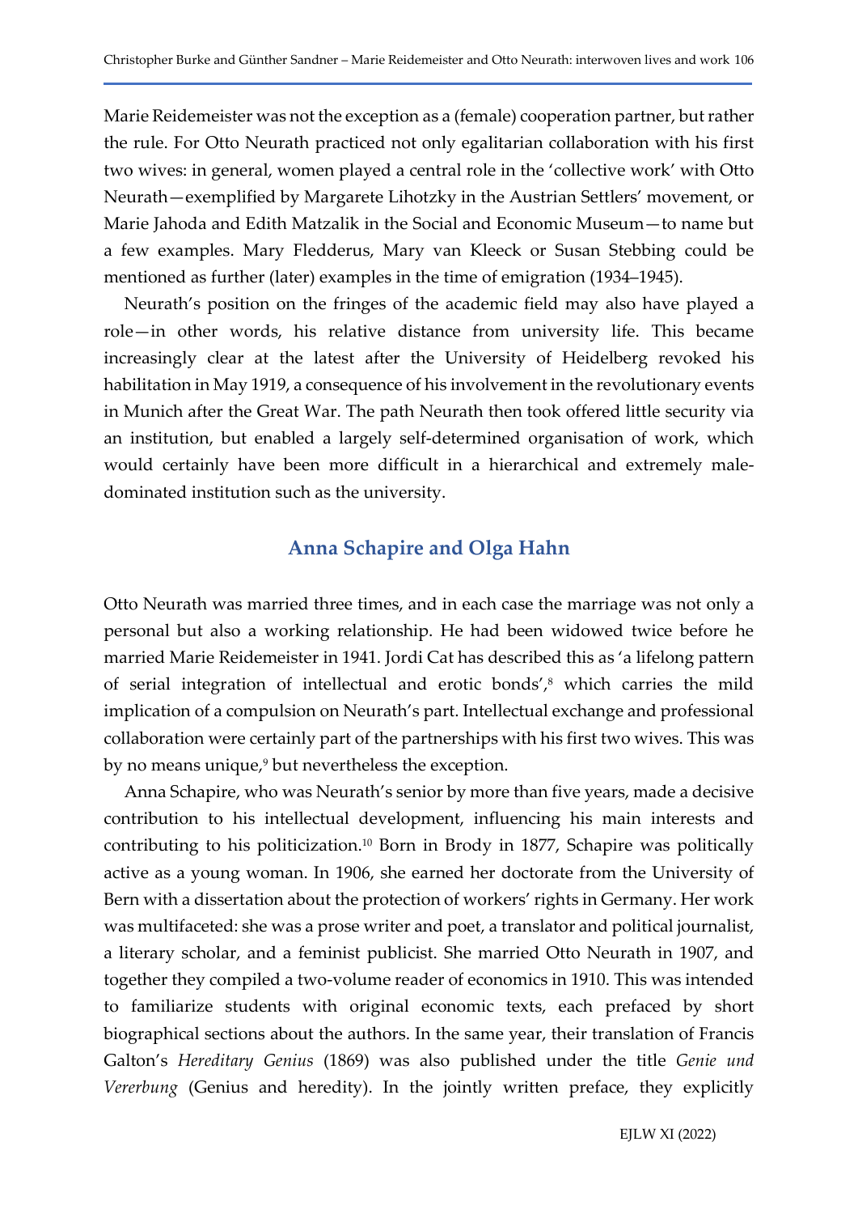Marie Reidemeister was not the exception as a (female) cooperation partner, but rather the rule. For Otto Neurath practiced not only egalitarian collaboration with his first two wives: in general, women played a central role in the 'collective work' with Otto Neurath—exemplified by Margarete Lihotzky in the Austrian Settlers' movement, or Marie Jahoda and Edith Matzalik in the Social and Economic Museum—to name but a few examples. Mary Fledderus, Mary van Kleeck or Susan Stebbing could be mentioned as further (later) examples in the time of emigration (1934–1945).

Neurath's position on the fringes of the academic field may also have played a role—in other words, his relative distance from university life. This became increasingly clear at the latest after the University of Heidelberg revoked his habilitation in May 1919, a consequence of his involvement in the revolutionary events in Munich after the Great War. The path Neurath then took offered little security via an institution, but enabled a largely self-determined organisation of work, which would certainly have been more difficult in a hierarchical and extremely male-dominated institution such as the university.

## Anna Schapire and Olga Hahn

Otto Neurath was married three times, and in each case the marriage was not only a personal but also a working relationship. He had been widowed twice before he married Marie Reidemeister in 1941. Jordi Cat has described this as 'a lifelong pattern of serial integration of intellectual and erotic bonds',[8] which carries the mild implication of a compulsion on Neurath's part. Intellectual exchange and professional collaboration were certainly part of the partnerships with his first two wives. This was by no means unique,[9] but nevertheless the exception.

Anna Schapire, who was Neurath's senior by more than five years, made a decisive contribution to his intellectual development, influencing his main interests and contributing to his politicization.[10] Born in Brody in 1877, Schapire was politically active as a young woman. In 1906, she earned her doctorate from the University of Bern with a dissertation about the protection of workers' rights in Germany. Her work was multifaceted: she was a prose writer and poet, a translator and political journalist, a literary scholar, and a feminist publicist. She married Otto Neurath in 1907, and together they compiled a two-volume reader of economics in 1910. This was intended to familiarize students with original economic texts, each prefaced by short biographical sections about the authors. In the same year, their translation of Francis Galton's *Hereditary Genius* (1869) was also published under the title *Genie und Vererbung* (Genius and heredity). In the jointly written preface, they explicitly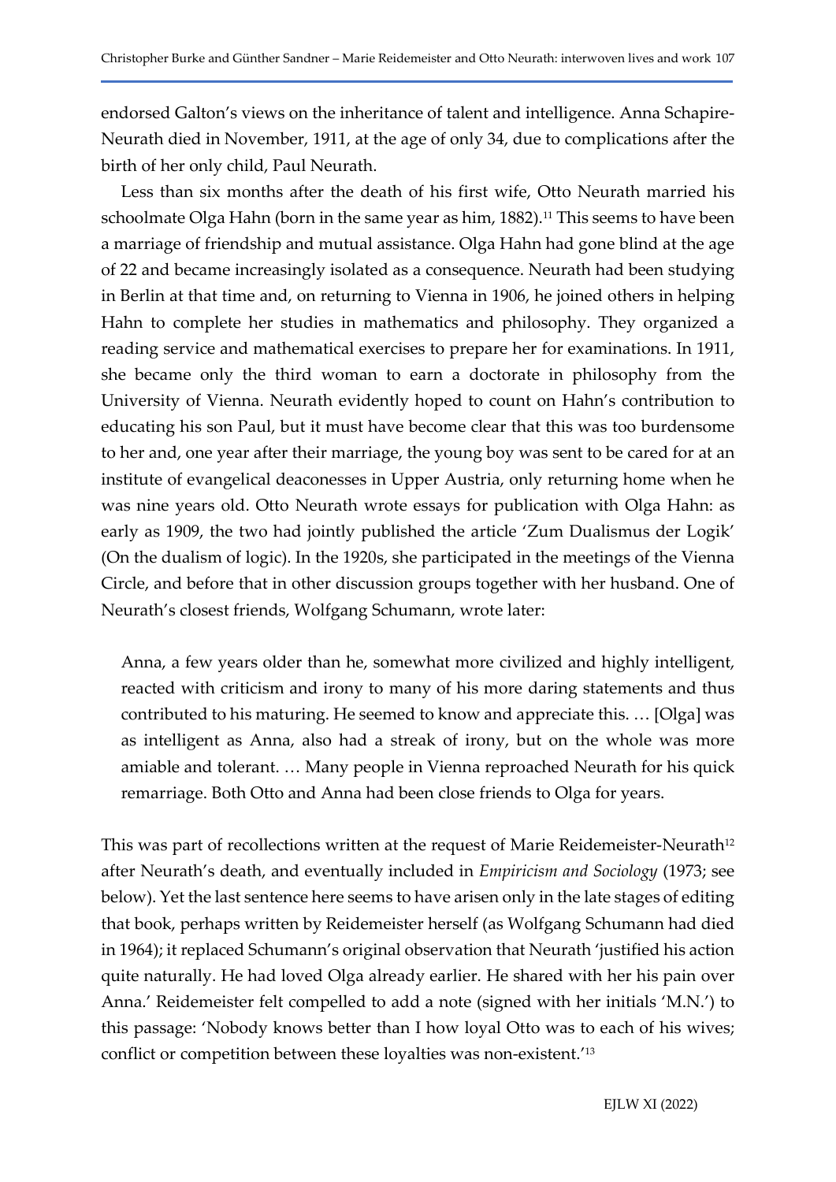endorsed Galton's views on the inheritance of talent and intelligence. Anna Schapire-Neurath died in November, 1911, at the age of only 34, due to complications after the birth of her only child, Paul Neurath.

Less than six months after the death of his first wife, Otto Neurath married his schoolmate Olga Hahn (born in the same year as him, 1882).[11] This seems to have been a marriage of friendship and mutual assistance. Olga Hahn had gone blind at the age of 22 and became increasingly isolated as a consequence. Neurath had been studying in Berlin at that time and, on returning to Vienna in 1906, he joined others in helping Hahn to complete her studies in mathematics and philosophy. They organized a reading service and mathematical exercises to prepare her for examinations. In 1911, she became only the third woman to earn a doctorate in philosophy from the University of Vienna. Neurath evidently hoped to count on Hahn's contribution to educating his son Paul, but it must have become clear that this was too burdensome to her and, one year after their marriage, the young boy was sent to be cared for at an institute of evangelical deaconesses in Upper Austria, only returning home when he was nine years old. Otto Neurath wrote essays for publication with Olga Hahn: as early as 1909, the two had jointly published the article 'Zum Dualismus der Logik' (On the dualism of logic). In the 1920s, she participated in the meetings of the Vienna Circle, and before that in other discussion groups together with her husband. One of Neurath's closest friends, Wolfgang Schumann, wrote later:

> Anna, a few years older than he, somewhat more civilized and highly intelligent, reacted with criticism and irony to many of his more daring statements and thus contributed to his maturing. He seemed to know and appreciate this. … [Olga] was as intelligent as Anna, also had a streak of irony, but on the whole was more amiable and tolerant. … Many people in Vienna reproached Neurath for his quick remarriage. Both Otto and Anna had been close friends to Olga for years.

This was part of recollections written at the request of Marie Reidemeister-Neurath[12] after Neurath's death, and eventually included in *Empiricism and Sociology* (1973; see below). Yet the last sentence here seems to have arisen only in the late stages of editing that book, perhaps written by Reidemeister herself (as Wolfgang Schumann had died in 1964); it replaced Schumann's original observation that Neurath 'justified his action quite naturally. He had loved Olga already earlier. He shared with her his pain over Anna.' Reidemeister felt compelled to add a note (signed with her initials 'M.N.') to this passage: 'Nobody knows better than I how loyal Otto was to each of his wives; conflict or competition between these loyalties was non-existent.'[13]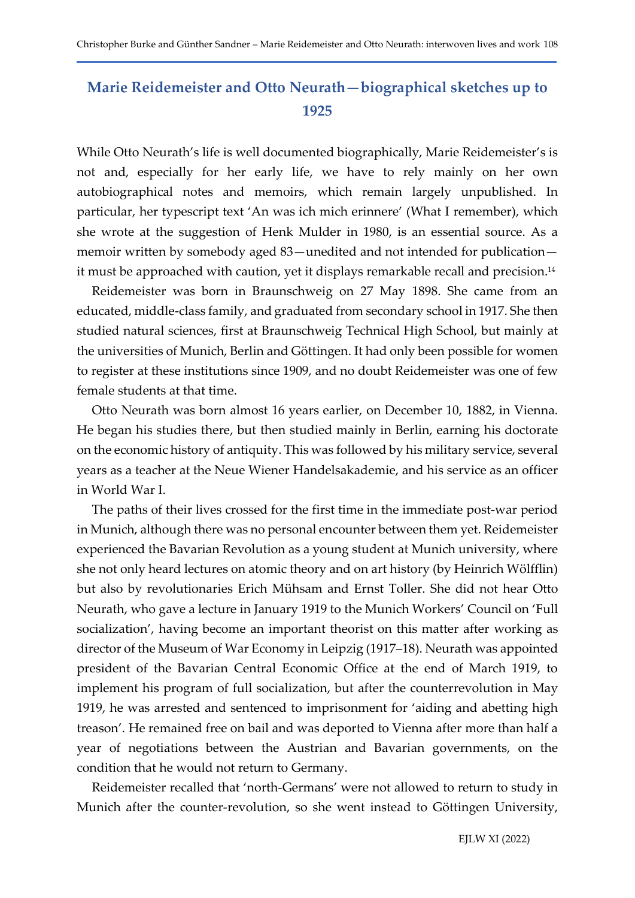## Marie Reidemeister and Otto Neurath—biographical sketches up to 1925

While Otto Neurath's life is well documented biographically, Marie Reidemeister's is not and, especially for her early life, we have to rely mainly on her own autobiographical notes and memoirs, which remain largely unpublished. In particular, her typescript text 'An was ich mich erinnere' (What I remember), which she wrote at the suggestion of Henk Mulder in 1980, is an essential source. As a memoir written by somebody aged 83—unedited and not intended for publication—it must be approached with caution, yet it displays remarkable recall and precision.[14]

Reidemeister was born in Braunschweig on 27 May 1898. She came from an educated, middle-class family, and graduated from secondary school in 1917. She then studied natural sciences, first at Braunschweig Technical High School, but mainly at the universities of Munich, Berlin and Göttingen. It had only been possible for women to register at these institutions since 1909, and no doubt Reidemeister was one of few female students at that time.

Otto Neurath was born almost 16 years earlier, on December 10, 1882, in Vienna. He began his studies there, but then studied mainly in Berlin, earning his doctorate on the economic history of antiquity. This was followed by his military service, several years as a teacher at the Neue Wiener Handelsakademie, and his service as an officer in World War I.

The paths of their lives crossed for the first time in the immediate post-war period in Munich, although there was no personal encounter between them yet. Reidemeister experienced the Bavarian Revolution as a young student at Munich university, where she not only heard lectures on atomic theory and on art history (by Heinrich Wölfflin) but also by revolutionaries Erich Mühsam and Ernst Toller. She did not hear Otto Neurath, who gave a lecture in January 1919 to the Munich Workers' Council on 'Full socialization', having become an important theorist on this matter after working as director of the Museum of War Economy in Leipzig (1917–18). Neurath was appointed president of the Bavarian Central Economic Office at the end of March 1919, to implement his program of full socialization, but after the counterrevolution in May 1919, he was arrested and sentenced to imprisonment for 'aiding and abetting high treason'. He remained free on bail and was deported to Vienna after more than half a year of negotiations between the Austrian and Bavarian governments, on the condition that he would not return to Germany.

Reidemeister recalled that 'north-Germans' were not allowed to return to study in Munich after the counter-revolution, so she went instead to Göttingen University,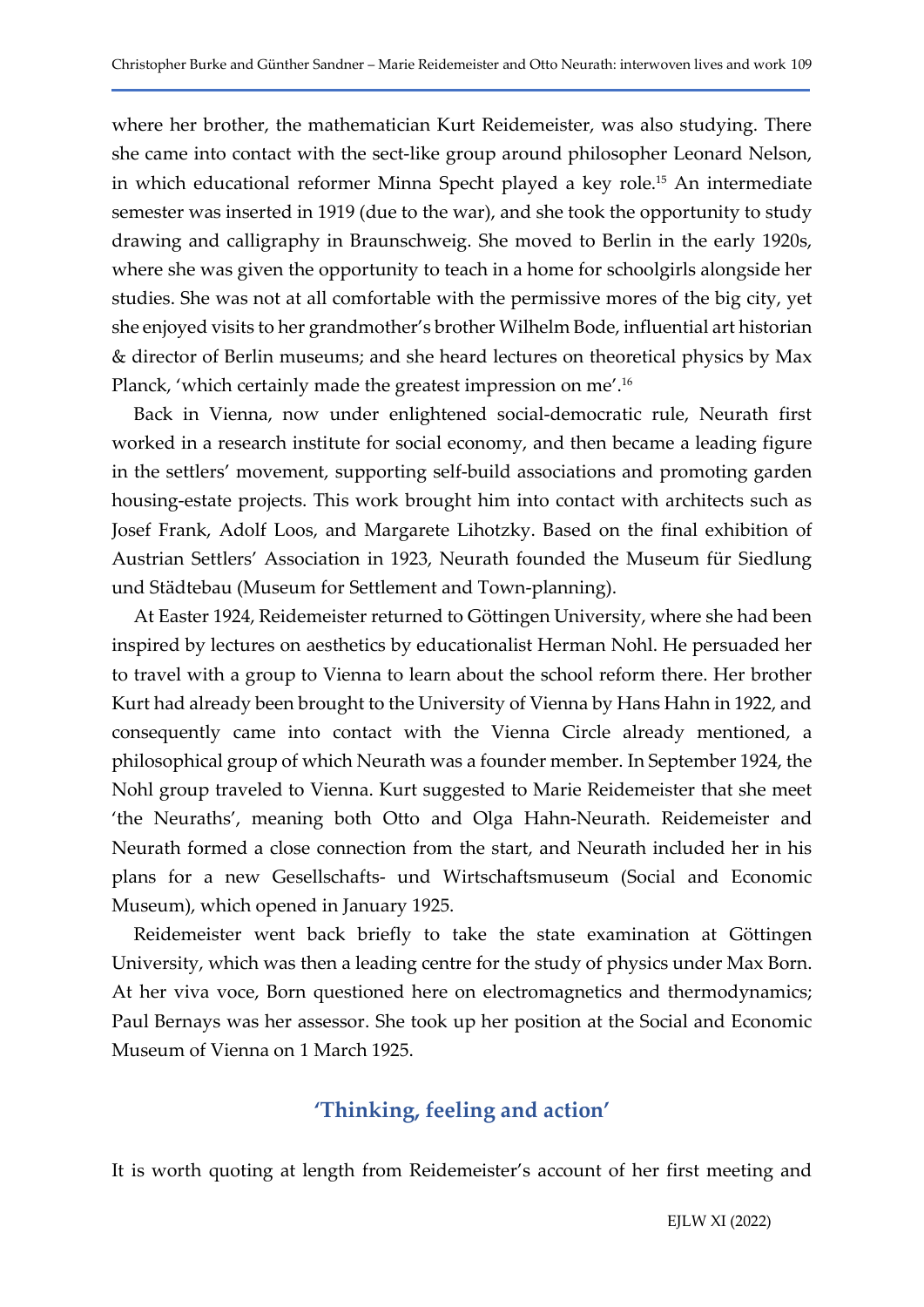where her brother, the mathematician Kurt Reidemeister, was also studying. There she came into contact with the sect-like group around philosopher Leonard Nelson, in which educational reformer Minna Specht played a key role.[15] An intermediate semester was inserted in 1919 (due to the war), and she took the opportunity to study drawing and calligraphy in Braunschweig. She moved to Berlin in the early 1920s, where she was given the opportunity to teach in a home for schoolgirls alongside her studies. She was not at all comfortable with the permissive mores of the big city, yet she enjoyed visits to her grandmother's brother Wilhelm Bode, influential art historian & director of Berlin museums; and she heard lectures on theoretical physics by Max Planck, 'which certainly made the greatest impression on me'.[16]

Back in Vienna, now under enlightened social-democratic rule, Neurath first worked in a research institute for social economy, and then became a leading figure in the settlers' movement, supporting self-build associations and promoting garden housing-estate projects. This work brought him into contact with architects such as Josef Frank, Adolf Loos, and Margarete Lihotzky. Based on the final exhibition of Austrian Settlers' Association in 1923, Neurath founded the Museum für Siedlung und Städtebau (Museum for Settlement and Town-planning).

At Easter 1924, Reidemeister returned to Göttingen University, where she had been inspired by lectures on aesthetics by educationalist Herman Nohl. He persuaded her to travel with a group to Vienna to learn about the school reform there. Her brother Kurt had already been brought to the University of Vienna by Hans Hahn in 1922, and consequently came into contact with the Vienna Circle already mentioned, a philosophical group of which Neurath was a founder member. In September 1924, the Nohl group traveled to Vienna. Kurt suggested to Marie Reidemeister that she meet 'the Neuraths', meaning both Otto and Olga Hahn-Neurath. Reidemeister and Neurath formed a close connection from the start, and Neurath included her in his plans for a new Gesellschafts- und Wirtschaftsmuseum (Social and Economic Museum), which opened in January 1925.

Reidemeister went back briefly to take the state examination at Göttingen University, which was then a leading centre for the study of physics under Max Born. At her viva voce, Born questioned here on electromagnetics and thermodynamics; Paul Bernays was her assessor. She took up her position at the Social and Economic Museum of Vienna on 1 March 1925.

## 'Thinking, feeling and action'

It is worth quoting at length from Reidemeister's account of her first meeting and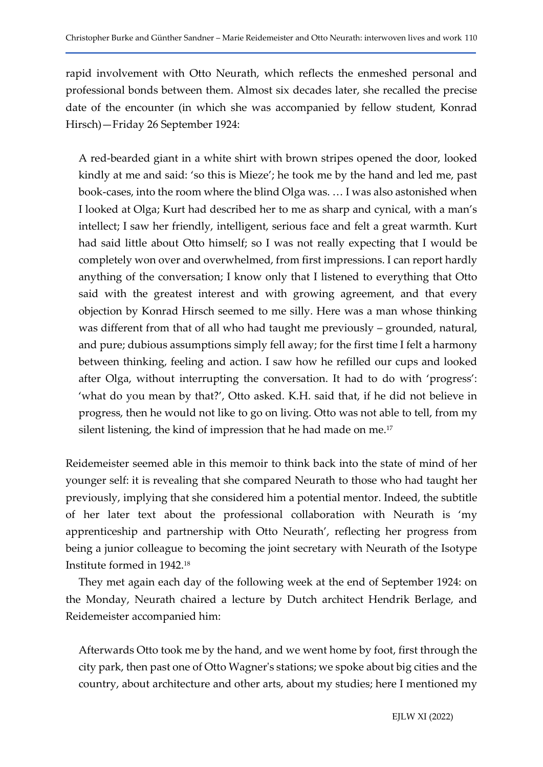rapid involvement with Otto Neurath, which reflects the enmeshed personal and professional bonds between them. Almost six decades later, she recalled the precise date of the encounter (in which she was accompanied by fellow student, Konrad Hirsch)—Friday 26 September 1924:

> A red-bearded giant in a white shirt with brown stripes opened the door, looked kindly at me and said: 'so this is Mieze'; he took me by the hand and led me, past book-cases, into the room where the blind Olga was. … I was also astonished when I looked at Olga; Kurt had described her to me as sharp and cynical, with a man's intellect; I saw her friendly, intelligent, serious face and felt a great warmth. Kurt had said little about Otto himself; so I was not really expecting that I would be completely won over and overwhelmed, from first impressions. I can report hardly anything of the conversation; I know only that I listened to everything that Otto said with the greatest interest and with growing agreement, and that every objection by Konrad Hirsch seemed to me silly. Here was a man whose thinking was different from that of all who had taught me previously – grounded, natural, and pure; dubious assumptions simply fell away; for the first time I felt a harmony between thinking, feeling and action. I saw how he refilled our cups and looked after Olga, without interrupting the conversation. It had to do with 'progress': 'what do you mean by that?', Otto asked. K.H. said that, if he did not believe in progress, then he would not like to go on living. Otto was not able to tell, from my silent listening, the kind of impression that he had made on me.[17]

Reidemeister seemed able in this memoir to think back into the state of mind of her younger self: it is revealing that she compared Neurath to those who had taught her previously, implying that she considered him a potential mentor. Indeed, the subtitle of her later text about the professional collaboration with Neurath is 'my apprenticeship and partnership with Otto Neurath', reflecting her progress from being a junior colleague to becoming the joint secretary with Neurath of the Isotype Institute formed in 1942.[18]

They met again each day of the following week at the end of September 1924: on the Monday, Neurath chaired a lecture by Dutch architect Hendrik Berlage, and Reidemeister accompanied him:

> Afterwards Otto took me by the hand, and we went home by foot, first through the city park, then past one of Otto Wagner's stations; we spoke about big cities and the country, about architecture and other arts, about my studies; here I mentioned my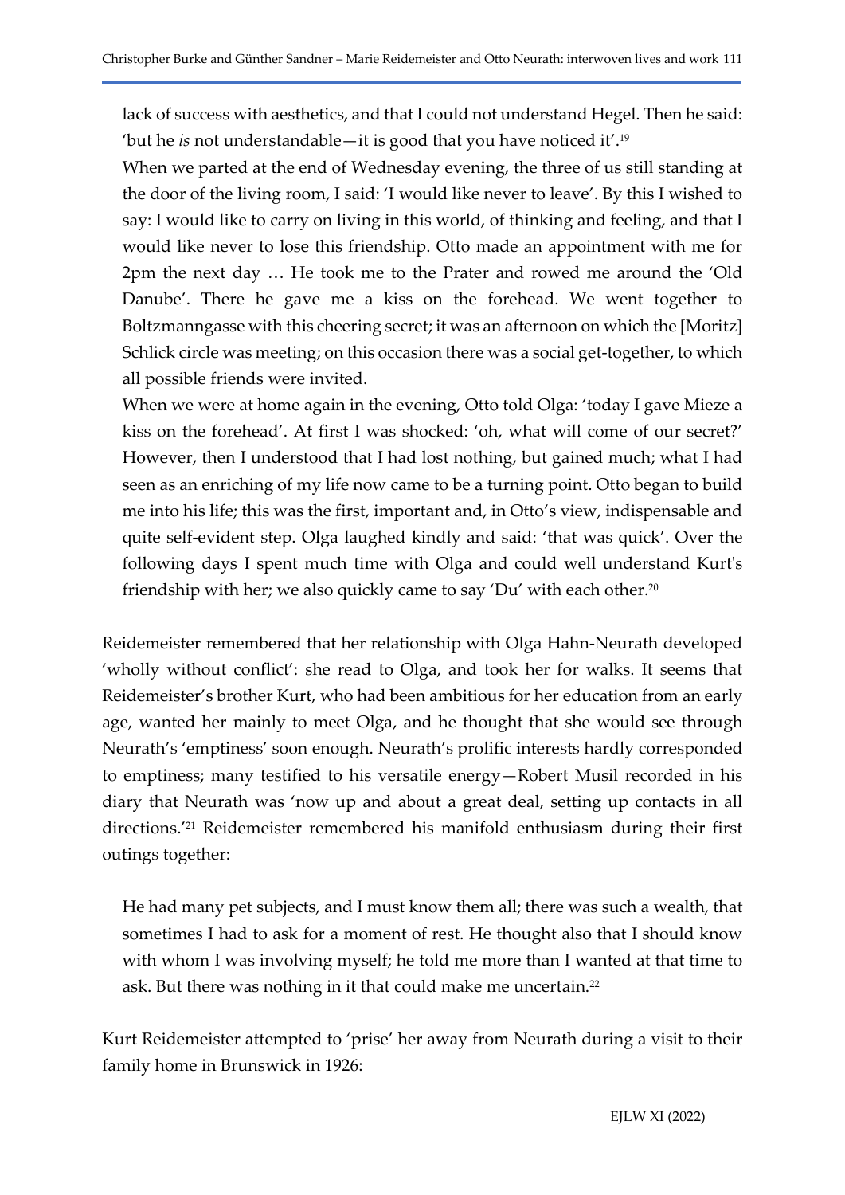lack of success with aesthetics, and that I could not understand Hegel. Then he said: 'but he *is* not understandable—it is good that you have noticed it'.[19]

When we parted at the end of Wednesday evening, the three of us still standing at the door of the living room, I said: 'I would like never to leave'. By this I wished to say: I would like to carry on living in this world, of thinking and feeling, and that I would like never to lose this friendship. Otto made an appointment with me for 2pm the next day … He took me to the Prater and rowed me around the 'Old Danube'. There he gave me a kiss on the forehead. We went together to Boltzmanngasse with this cheering secret; it was an afternoon on which the [Moritz] Schlick circle was meeting; on this occasion there was a social get-together, to which all possible friends were invited.

When we were at home again in the evening, Otto told Olga: 'today I gave Mieze a kiss on the forehead'. At first I was shocked: 'oh, what will come of our secret?' However, then I understood that I had lost nothing, but gained much; what I had seen as an enriching of my life now came to be a turning point. Otto began to build me into his life; this was the first, important and, in Otto's view, indispensable and quite self-evident step. Olga laughed kindly and said: 'that was quick'. Over the following days I spent much time with Olga and could well understand Kurt's friendship with her; we also quickly came to say 'Du' with each other.[20]

Reidemeister remembered that her relationship with Olga Hahn-Neurath developed 'wholly without conflict': she read to Olga, and took her for walks. It seems that Reidemeister's brother Kurt, who had been ambitious for her education from an early age, wanted her mainly to meet Olga, and he thought that she would see through Neurath's 'emptiness' soon enough. Neurath's prolific interests hardly corresponded to emptiness; many testified to his versatile energy—Robert Musil recorded in his diary that Neurath was 'now up and about a great deal, setting up contacts in all directions.'[21] Reidemeister remembered his manifold enthusiasm during their first outings together:

He had many pet subjects, and I must know them all; there was such a wealth, that sometimes I had to ask for a moment of rest. He thought also that I should know with whom I was involving myself; he told me more than I wanted at that time to ask. But there was nothing in it that could make me uncertain.[22]

Kurt Reidemeister attempted to 'prise' her away from Neurath during a visit to their family home in Brunswick in 1926: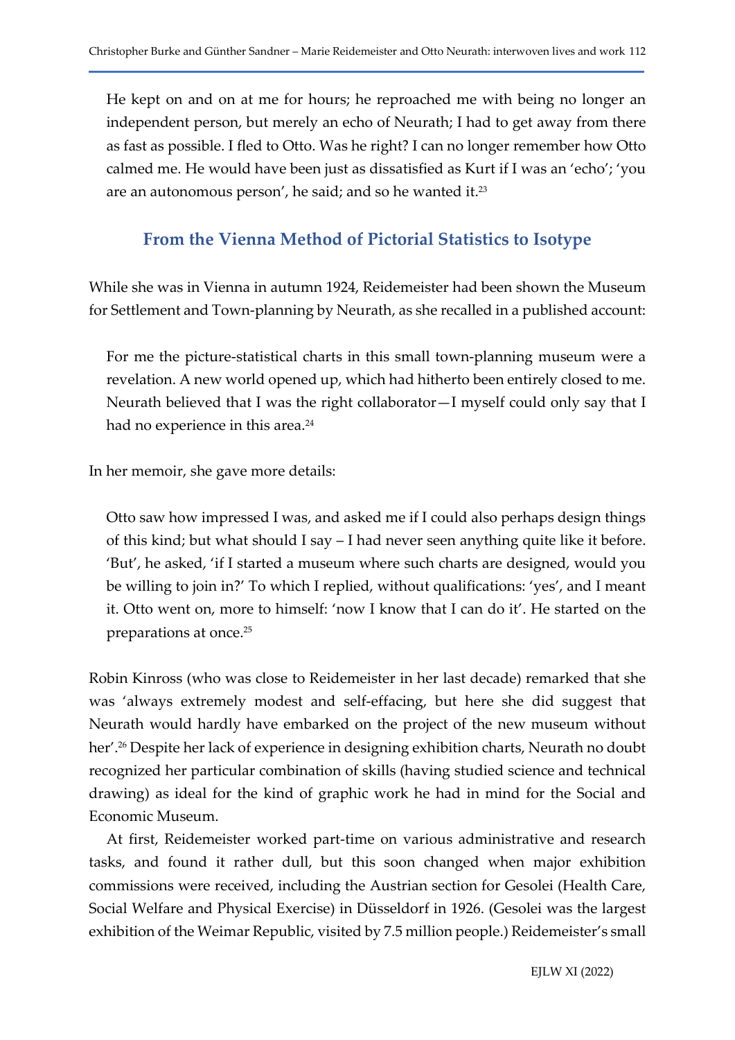> He kept on and on at me for hours; he reproached me with being no longer an independent person, but merely an echo of Neurath; I had to get away from there as fast as possible. I fled to Otto. Was he right? I can no longer remember how Otto calmed me. He would have been just as dissatisfied as Kurt if I was an 'echo'; 'you are an autonomous person', he said; and so he wanted it.[23]

## From the Vienna Method of Pictorial Statistics to Isotype

While she was in Vienna in autumn 1924, Reidemeister had been shown the Museum for Settlement and Town-planning by Neurath, as she recalled in a published account:

> For me the picture-statistical charts in this small town-planning museum were a revelation. A new world opened up, which had hitherto been entirely closed to me. Neurath believed that I was the right collaborator—I myself could only say that I had no experience in this area.[24]

In her memoir, she gave more details:

> Otto saw how impressed I was, and asked me if I could also perhaps design things of this kind; but what should I say – I had never seen anything quite like it before. 'But', he asked, 'if I started a museum where such charts are designed, would you be willing to join in?' To which I replied, without qualifications: 'yes', and I meant it. Otto went on, more to himself: 'now I know that I can do it'. He started on the preparations at once.[25]

Robin Kinross (who was close to Reidemeister in her last decade) remarked that she was 'always extremely modest and self-effacing, but here she did suggest that Neurath would hardly have embarked on the project of the new museum without her'.[26] Despite her lack of experience in designing exhibition charts, Neurath no doubt recognized her particular combination of skills (having studied science and technical drawing) as ideal for the kind of graphic work he had in mind for the Social and Economic Museum.

At first, Reidemeister worked part-time on various administrative and research tasks, and found it rather dull, but this soon changed when major exhibition commissions were received, including the Austrian section for Gesolei (Health Care, Social Welfare and Physical Exercise) in Düsseldorf in 1926. (Gesolei was the largest exhibition of the Weimar Republic, visited by 7.5 million people.) Reidemeister's small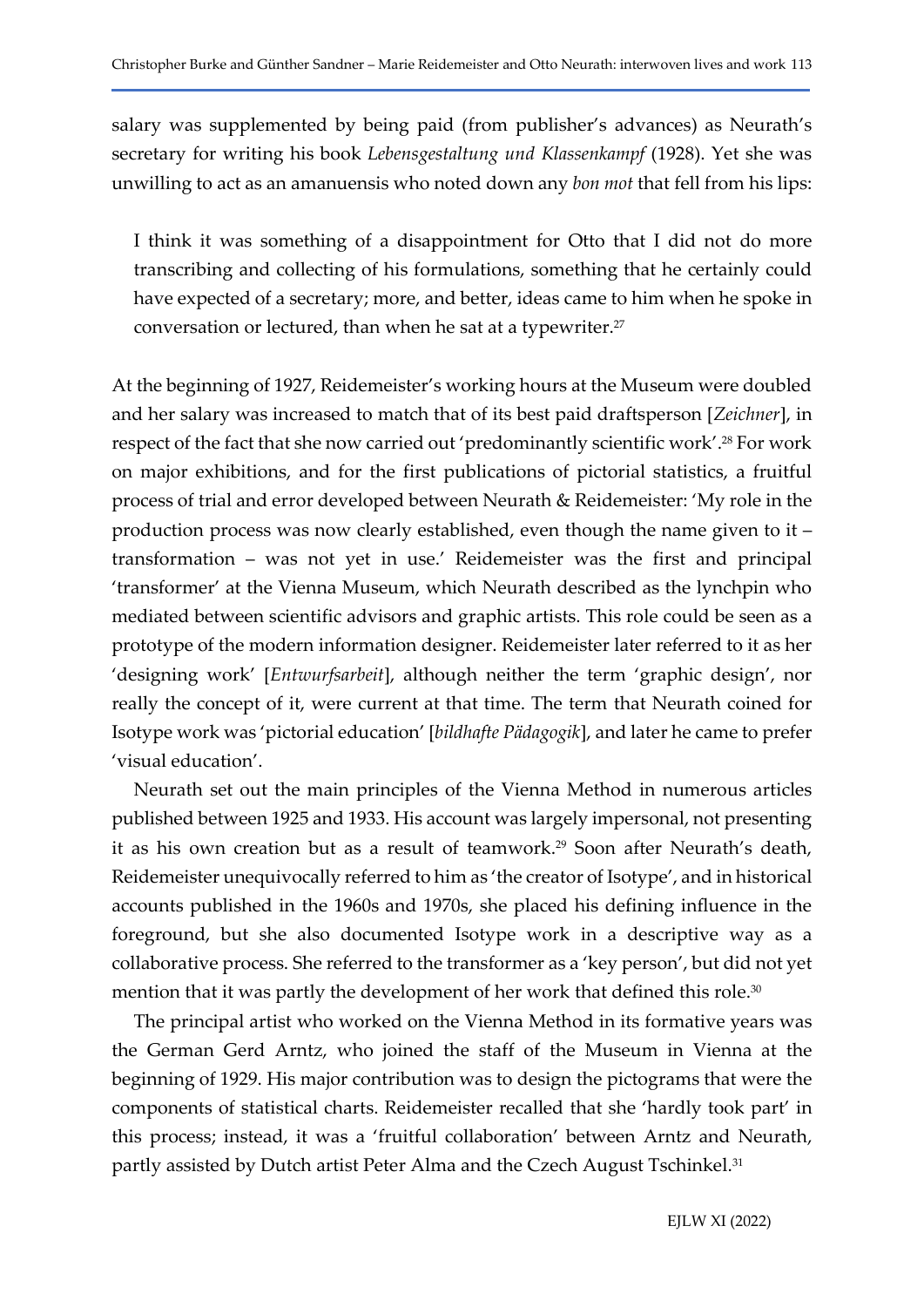salary was supplemented by being paid (from publisher's advances) as Neurath's secretary for writing his book *Lebensgestaltung und Klassenkampf* (1928). Yet she was unwilling to act as an amanuensis who noted down any *bon mot* that fell from his lips:

> I think it was something of a disappointment for Otto that I did not do more transcribing and collecting of his formulations, something that he certainly could have expected of a secretary; more, and better, ideas came to him when he spoke in conversation or lectured, than when he sat at a typewriter.[27]

At the beginning of 1927, Reidemeister's working hours at the Museum were doubled and her salary was increased to match that of its best paid draftsperson [*Zeichner*], in respect of the fact that she now carried out 'predominantly scientific work'.[28] For work on major exhibitions, and for the first publications of pictorial statistics, a fruitful process of trial and error developed between Neurath & Reidemeister: 'My role in the production process was now clearly established, even though the name given to it – transformation – was not yet in use.' Reidemeister was the first and principal 'transformer' at the Vienna Museum, which Neurath described as the lynchpin who mediated between scientific advisors and graphic artists. This role could be seen as a prototype of the modern information designer. Reidemeister later referred to it as her 'designing work' [*Entwurfsarbeit*], although neither the term 'graphic design', nor really the concept of it, were current at that time. The term that Neurath coined for Isotype work was 'pictorial education' [*bildhafte Pädagogik*], and later he came to prefer 'visual education'.

Neurath set out the main principles of the Vienna Method in numerous articles published between 1925 and 1933. His account was largely impersonal, not presenting it as his own creation but as a result of teamwork.[29] Soon after Neurath's death, Reidemeister unequivocally referred to him as 'the creator of Isotype', and in historical accounts published in the 1960s and 1970s, she placed his defining influence in the foreground, but she also documented Isotype work in a descriptive way as a collaborative process. She referred to the transformer as a 'key person', but did not yet mention that it was partly the development of her work that defined this role.[30]

The principal artist who worked on the Vienna Method in its formative years was the German Gerd Arntz, who joined the staff of the Museum in Vienna at the beginning of 1929. His major contribution was to design the pictograms that were the components of statistical charts. Reidemeister recalled that she 'hardly took part' in this process; instead, it was a 'fruitful collaboration' between Arntz and Neurath, partly assisted by Dutch artist Peter Alma and the Czech August Tschinkel.[31]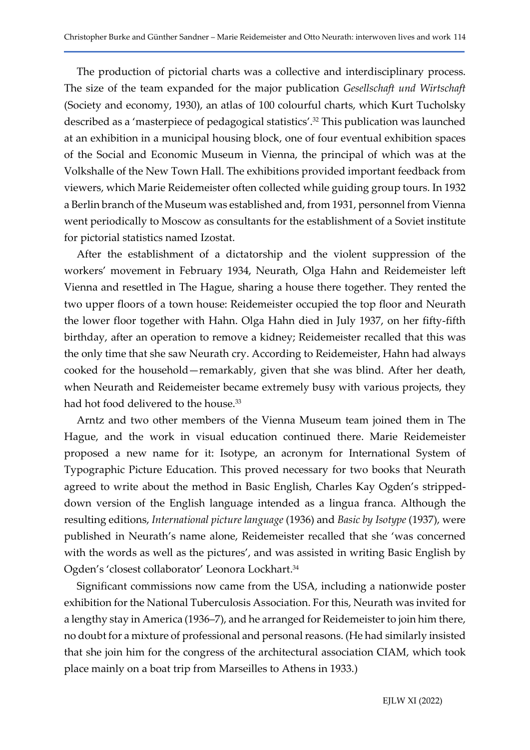The production of pictorial charts was a collective and interdisciplinary process. The size of the team expanded for the major publication *Gesellschaft und Wirtschaft* (Society and economy, 1930), an atlas of 100 colourful charts, which Kurt Tucholsky described as a 'masterpiece of pedagogical statistics'.[32] This publication was launched at an exhibition in a municipal housing block, one of four eventual exhibition spaces of the Social and Economic Museum in Vienna, the principal of which was at the Volkshalle of the New Town Hall. The exhibitions provided important feedback from viewers, which Marie Reidemeister often collected while guiding group tours. In 1932 a Berlin branch of the Museum was established and, from 1931, personnel from Vienna went periodically to Moscow as consultants for the establishment of a Soviet institute for pictorial statistics named Izostat.

After the establishment of a dictatorship and the violent suppression of the workers' movement in February 1934, Neurath, Olga Hahn and Reidemeister left Vienna and resettled in The Hague, sharing a house there together. They rented the two upper floors of a town house: Reidemeister occupied the top floor and Neurath the lower floor together with Hahn. Olga Hahn died in July 1937, on her fifty-fifth birthday, after an operation to remove a kidney; Reidemeister recalled that this was the only time that she saw Neurath cry. According to Reidemeister, Hahn had always cooked for the household—remarkably, given that she was blind. After her death, when Neurath and Reidemeister became extremely busy with various projects, they had hot food delivered to the house.[33]

Arntz and two other members of the Vienna Museum team joined them in The Hague, and the work in visual education continued there. Marie Reidemeister proposed a new name for it: Isotype, an acronym for International System of Typographic Picture Education. This proved necessary for two books that Neurath agreed to write about the method in Basic English, Charles Kay Ogden's stripped-down version of the English language intended as a lingua franca. Although the resulting editions, *International picture language* (1936) and *Basic by Isotype* (1937), were published in Neurath's name alone, Reidemeister recalled that she 'was concerned with the words as well as the pictures', and was assisted in writing Basic English by Ogden's 'closest collaborator' Leonora Lockhart.[34]

Significant commissions now came from the USA, including a nationwide poster exhibition for the National Tuberculosis Association. For this, Neurath was invited for a lengthy stay in America (1936–7), and he arranged for Reidemeister to join him there, no doubt for a mixture of professional and personal reasons. (He had similarly insisted that she join him for the congress of the architectural association CIAM, which took place mainly on a boat trip from Marseilles to Athens in 1933.)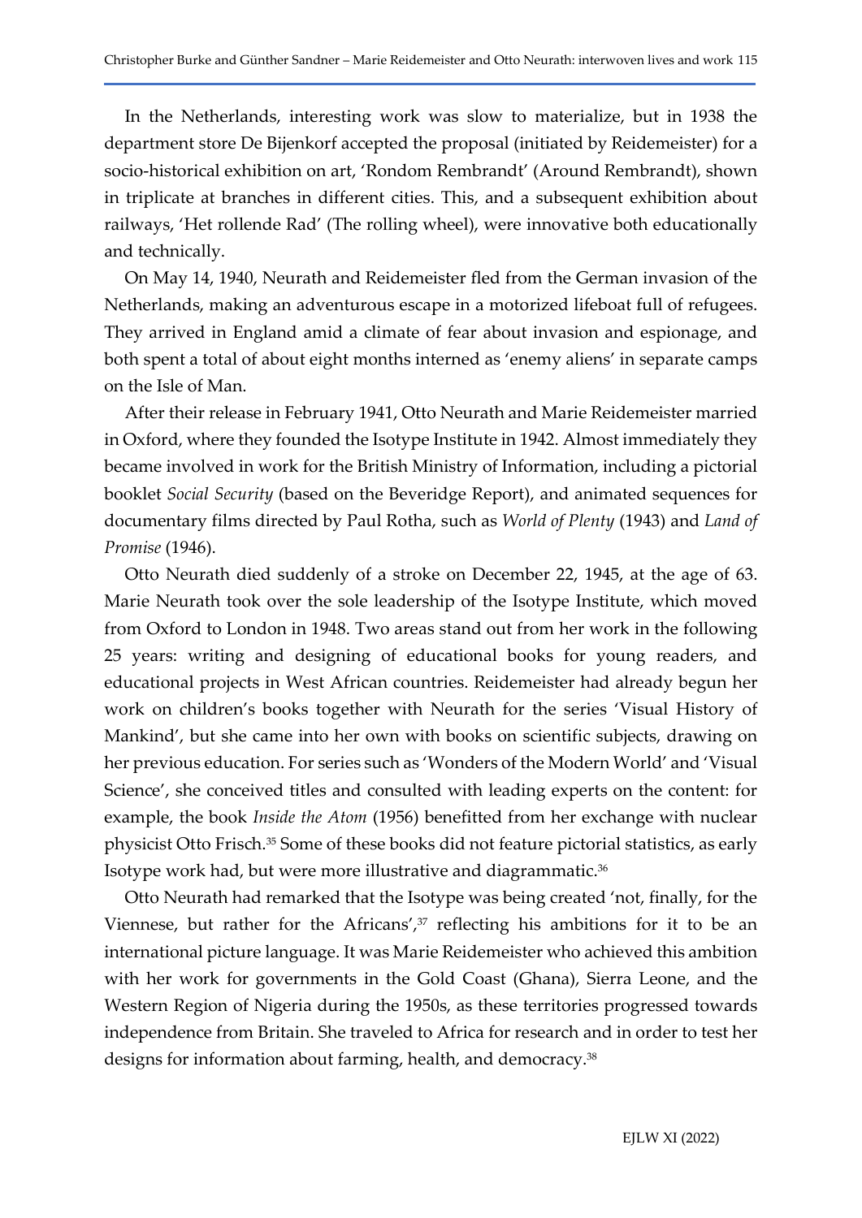In the Netherlands, interesting work was slow to materialize, but in 1938 the department store De Bijenkorf accepted the proposal (initiated by Reidemeister) for a socio-historical exhibition on art, 'Rondom Rembrandt' (Around Rembrandt), shown in triplicate at branches in different cities. This, and a subsequent exhibition about railways, 'Het rollende Rad' (The rolling wheel), were innovative both educationally and technically.

On May 14, 1940, Neurath and Reidemeister fled from the German invasion of the Netherlands, making an adventurous escape in a motorized lifeboat full of refugees. They arrived in England amid a climate of fear about invasion and espionage, and both spent a total of about eight months interned as 'enemy aliens' in separate camps on the Isle of Man.

After their release in February 1941, Otto Neurath and Marie Reidemeister married in Oxford, where they founded the Isotype Institute in 1942. Almost immediately they became involved in work for the British Ministry of Information, including a pictorial booklet *Social Security* (based on the Beveridge Report), and animated sequences for documentary films directed by Paul Rotha, such as *World of Plenty* (1943) and *Land of Promise* (1946).

Otto Neurath died suddenly of a stroke on December 22, 1945, at the age of 63. Marie Neurath took over the sole leadership of the Isotype Institute, which moved from Oxford to London in 1948. Two areas stand out from her work in the following 25 years: writing and designing of educational books for young readers, and educational projects in West African countries. Reidemeister had already begun her work on children's books together with Neurath for the series 'Visual History of Mankind', but she came into her own with books on scientific subjects, drawing on her previous education. For series such as 'Wonders of the Modern World' and 'Visual Science', she conceived titles and consulted with leading experts on the content: for example, the book *Inside the Atom* (1956) benefitted from her exchange with nuclear physicist Otto Frisch.[35] Some of these books did not feature pictorial statistics, as early Isotype work had, but were more illustrative and diagrammatic.[36]

Otto Neurath had remarked that the Isotype was being created 'not, finally, for the Viennese, but rather for the Africans',[37] reflecting his ambitions for it to be an international picture language. It was Marie Reidemeister who achieved this ambition with her work for governments in the Gold Coast (Ghana), Sierra Leone, and the Western Region of Nigeria during the 1950s, as these territories progressed towards independence from Britain. She traveled to Africa for research and in order to test her designs for information about farming, health, and democracy.[38]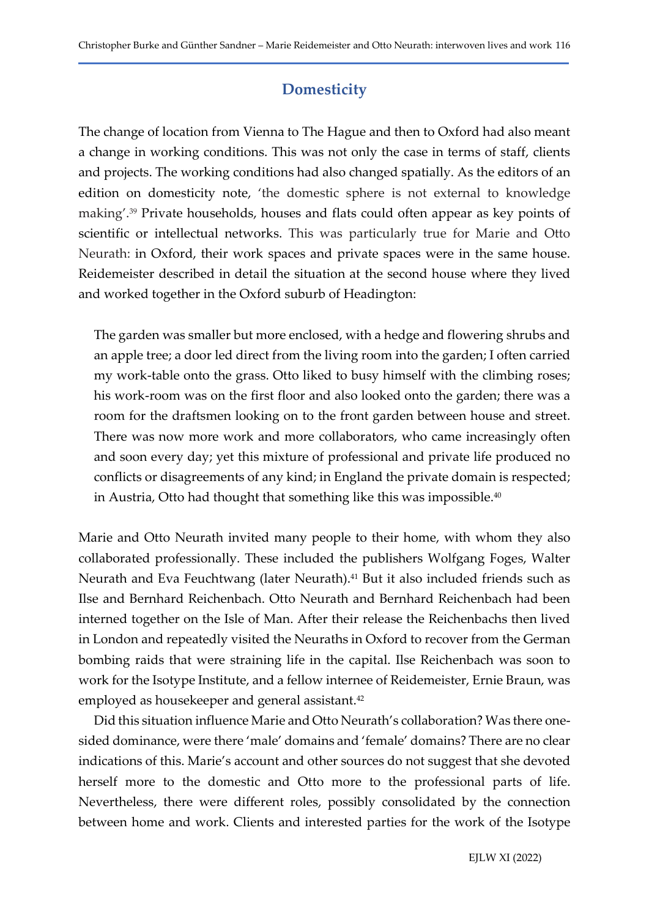## Domesticity

The change of location from Vienna to The Hague and then to Oxford had also meant a change in working conditions. This was not only the case in terms of staff, clients and projects. The working conditions had also changed spatially. As the editors of an edition on domesticity note, 'the domestic sphere is not external to knowledge making'.[39] Private households, houses and flats could often appear as key points of scientific or intellectual networks. This was particularly true for Marie and Otto Neurath: in Oxford, their work spaces and private spaces were in the same house. Reidemeister described in detail the situation at the second house where they lived and worked together in the Oxford suburb of Headington:

> The garden was smaller but more enclosed, with a hedge and flowering shrubs and an apple tree; a door led direct from the living room into the garden; I often carried my work-table onto the grass. Otto liked to busy himself with the climbing roses; his work-room was on the first floor and also looked onto the garden; there was a room for the draftsmen looking on to the front garden between house and street. There was now more work and more collaborators, who came increasingly often and soon every day; yet this mixture of professional and private life produced no conflicts or disagreements of any kind; in England the private domain is respected; in Austria, Otto had thought that something like this was impossible.[40]

Marie and Otto Neurath invited many people to their home, with whom they also collaborated professionally. These included the publishers Wolfgang Foges, Walter Neurath and Eva Feuchtwang (later Neurath).[41] But it also included friends such as Ilse and Bernhard Reichenbach. Otto Neurath and Bernhard Reichenbach had been interned together on the Isle of Man. After their release the Reichenbachs then lived in London and repeatedly visited the Neuraths in Oxford to recover from the German bombing raids that were straining life in the capital. Ilse Reichenbach was soon to work for the Isotype Institute, and a fellow internee of Reidemeister, Ernie Braun, was employed as housekeeper and general assistant.[42]

Did this situation influence Marie and Otto Neurath's collaboration? Was there one-sided dominance, were there 'male' domains and 'female' domains? There are no clear indications of this. Marie's account and other sources do not suggest that she devoted herself more to the domestic and Otto more to the professional parts of life. Nevertheless, there were different roles, possibly consolidated by the connection between home and work. Clients and interested parties for the work of the Isotype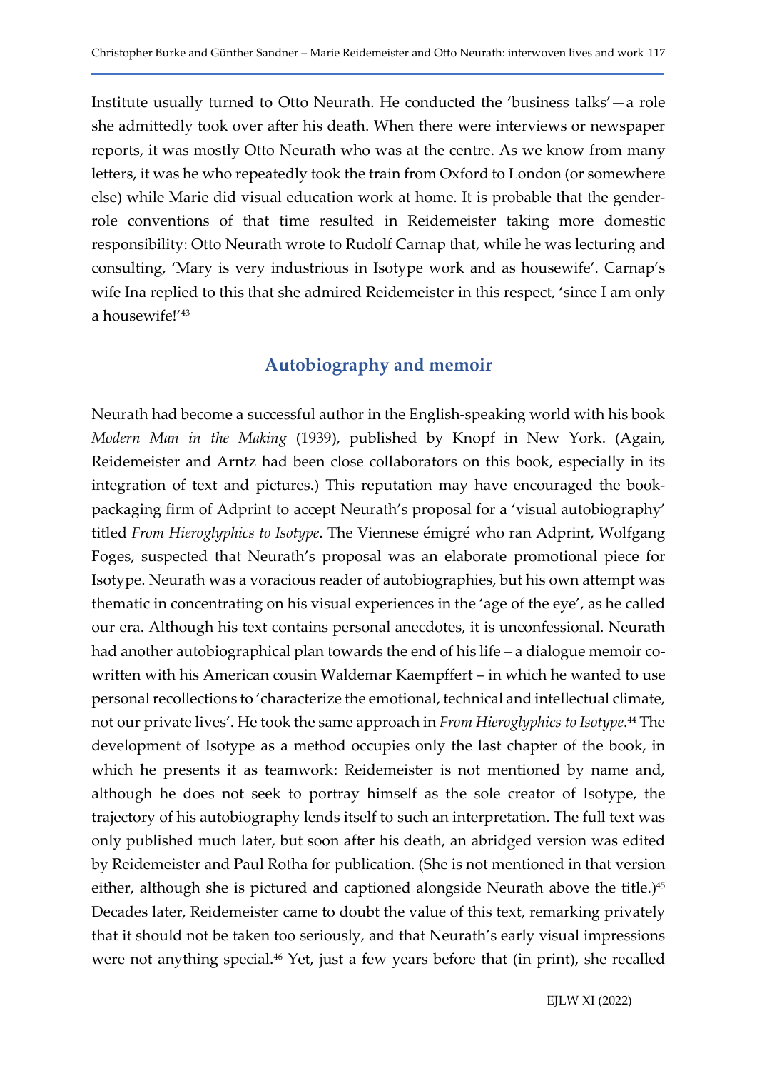Institute usually turned to Otto Neurath. He conducted the 'business talks'—a role she admittedly took over after his death. When there were interviews or newspaper reports, it was mostly Otto Neurath who was at the centre. As we know from many letters, it was he who repeatedly took the train from Oxford to London (or somewhere else) while Marie did visual education work at home. It is probable that the gender-role conventions of that time resulted in Reidemeister taking more domestic responsibility: Otto Neurath wrote to Rudolf Carnap that, while he was lecturing and consulting, 'Mary is very industrious in Isotype work and as housewife'. Carnap's wife Ina replied to this that she admired Reidemeister in this respect, 'since I am only a housewife!'[43]

## Autobiography and memoir

Neurath had become a successful author in the English-speaking world with his book *Modern Man in the Making* (1939), published by Knopf in New York. (Again, Reidemeister and Arntz had been close collaborators on this book, especially in its integration of text and pictures.) This reputation may have encouraged the book-packaging firm of Adprint to accept Neurath's proposal for a 'visual autobiography' titled *From Hieroglyphics to Isotype*. The Viennese émigré who ran Adprint, Wolfgang Foges, suspected that Neurath's proposal was an elaborate promotional piece for Isotype. Neurath was a voracious reader of autobiographies, but his own attempt was thematic in concentrating on his visual experiences in the 'age of the eye', as he called our era. Although his text contains personal anecdotes, it is unconfessional. Neurath had another autobiographical plan towards the end of his life – a dialogue memoir co-written with his American cousin Waldemar Kaempffert – in which he wanted to use personal recollections to 'characterize the emotional, technical and intellectual climate, not our private lives'. He took the same approach in *From Hieroglyphics to Isotype*.[44] The development of Isotype as a method occupies only the last chapter of the book, in which he presents it as teamwork: Reidemeister is not mentioned by name and, although he does not seek to portray himself as the sole creator of Isotype, the trajectory of his autobiography lends itself to such an interpretation. The full text was only published much later, but soon after his death, an abridged version was edited by Reidemeister and Paul Rotha for publication. (She is not mentioned in that version either, although she is pictured and captioned alongside Neurath above the title.)[45] Decades later, Reidemeister came to doubt the value of this text, remarking privately that it should not be taken too seriously, and that Neurath's early visual impressions were not anything special.[46] Yet, just a few years before that (in print), she recalled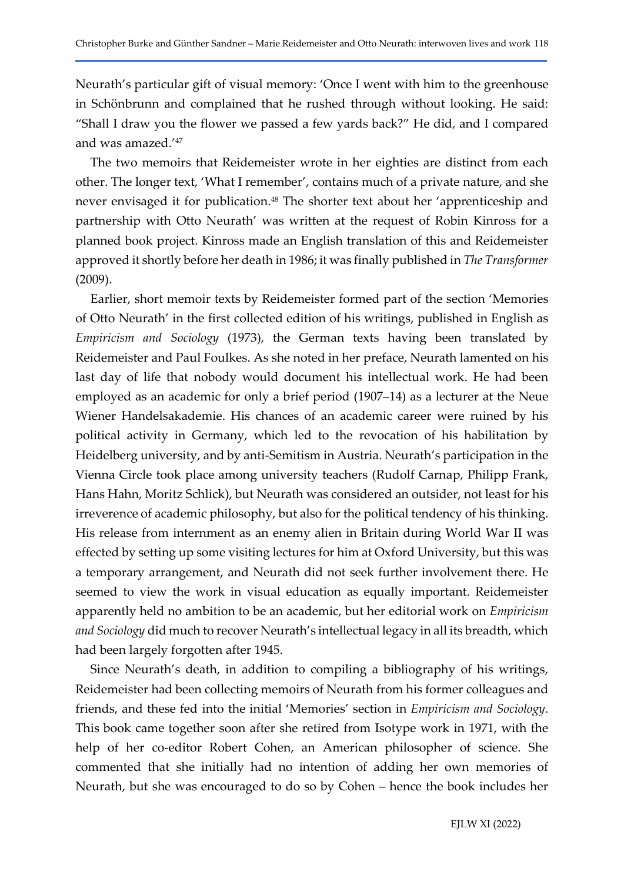Neurath's particular gift of visual memory: 'Once I went with him to the greenhouse in Schönbrunn and complained that he rushed through without looking. He said: "Shall I draw you the flower we passed a few yards back?" He did, and I compared and was amazed.'[47]

The two memoirs that Reidemeister wrote in her eighties are distinct from each other. The longer text, 'What I remember', contains much of a private nature, and she never envisaged it for publication.[48] The shorter text about her 'apprenticeship and partnership with Otto Neurath' was written at the request of Robin Kinross for a planned book project. Kinross made an English translation of this and Reidemeister approved it shortly before her death in 1986; it was finally published in *The Transformer* (2009).

Earlier, short memoir texts by Reidemeister formed part of the section 'Memories of Otto Neurath' in the first collected edition of his writings, published in English as *Empiricism and Sociology* (1973), the German texts having been translated by Reidemeister and Paul Foulkes. As she noted in her preface, Neurath lamented on his last day of life that nobody would document his intellectual work. He had been employed as an academic for only a brief period (1907–14) as a lecturer at the Neue Wiener Handelsakademie. His chances of an academic career were ruined by his political activity in Germany, which led to the revocation of his habilitation by Heidelberg university, and by anti-Semitism in Austria. Neurath's participation in the Vienna Circle took place among university teachers (Rudolf Carnap, Philipp Frank, Hans Hahn, Moritz Schlick), but Neurath was considered an outsider, not least for his irreverence of academic philosophy, but also for the political tendency of his thinking. His release from internment as an enemy alien in Britain during World War II was effected by setting up some visiting lectures for him at Oxford University, but this was a temporary arrangement, and Neurath did not seek further involvement there. He seemed to view the work in visual education as equally important. Reidemeister apparently held no ambition to be an academic, but her editorial work on *Empiricism and Sociology* did much to recover Neurath's intellectual legacy in all its breadth, which had been largely forgotten after 1945.

Since Neurath's death, in addition to compiling a bibliography of his writings, Reidemeister had been collecting memoirs of Neurath from his former colleagues and friends, and these fed into the initial 'Memories' section in *Empiricism and Sociology*. This book came together soon after she retired from Isotype work in 1971, with the help of her co-editor Robert Cohen, an American philosopher of science. She commented that she initially had no intention of adding her own memories of Neurath, but she was encouraged to do so by Cohen – hence the book includes her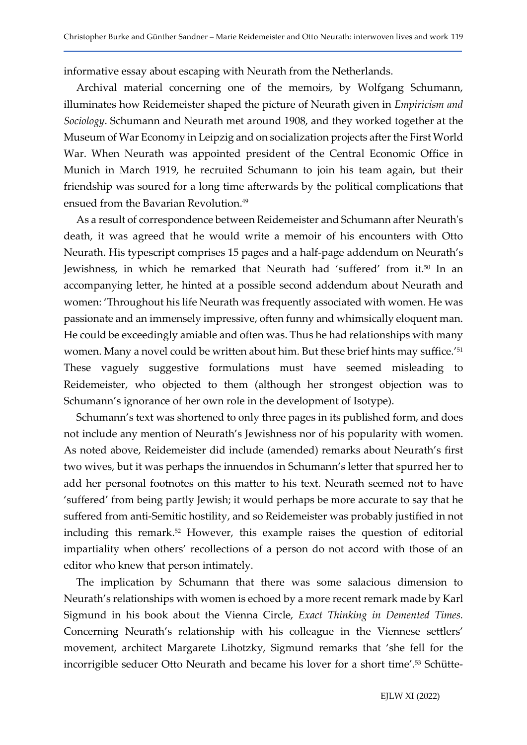informative essay about escaping with Neurath from the Netherlands.

Archival material concerning one of the memoirs, by Wolfgang Schumann, illuminates how Reidemeister shaped the picture of Neurath given in *Empiricism and Sociology*. Schumann and Neurath met around 1908, and they worked together at the Museum of War Economy in Leipzig and on socialization projects after the First World War. When Neurath was appointed president of the Central Economic Office in Munich in March 1919, he recruited Schumann to join his team again, but their friendship was soured for a long time afterwards by the political complications that ensued from the Bavarian Revolution.[49]

As a result of correspondence between Reidemeister and Schumann after Neurath's death, it was agreed that he would write a memoir of his encounters with Otto Neurath. His typescript comprises 15 pages and a half-page addendum on Neurath's Jewishness, in which he remarked that Neurath had 'suffered' from it.[50] In an accompanying letter, he hinted at a possible second addendum about Neurath and women: 'Throughout his life Neurath was frequently associated with women. He was passionate and an immensely impressive, often funny and whimsically eloquent man. He could be exceedingly amiable and often was. Thus he had relationships with many women. Many a novel could be written about him. But these brief hints may suffice.'[51] These vaguely suggestive formulations must have seemed misleading to Reidemeister, who objected to them (although her strongest objection was to Schumann's ignorance of her own role in the development of Isotype).

Schumann's text was shortened to only three pages in its published form, and does not include any mention of Neurath's Jewishness nor of his popularity with women. As noted above, Reidemeister did include (amended) remarks about Neurath's first two wives, but it was perhaps the innuendos in Schumann's letter that spurred her to add her personal footnotes on this matter to his text. Neurath seemed not to have 'suffered' from being partly Jewish; it would perhaps be more accurate to say that he suffered from anti-Semitic hostility, and so Reidemeister was probably justified in not including this remark.[52] However, this example raises the question of editorial impartiality when others' recollections of a person do not accord with those of an editor who knew that person intimately.

The implication by Schumann that there was some salacious dimension to Neurath's relationships with women is echoed by a more recent remark made by Karl Sigmund in his book about the Vienna Circle, *Exact Thinking in Demented Times.* Concerning Neurath's relationship with his colleague in the Viennese settlers' movement, architect Margarete Lihotzky, Sigmund remarks that 'she fell for the incorrigible seducer Otto Neurath and became his lover for a short time'.[53] Schütte-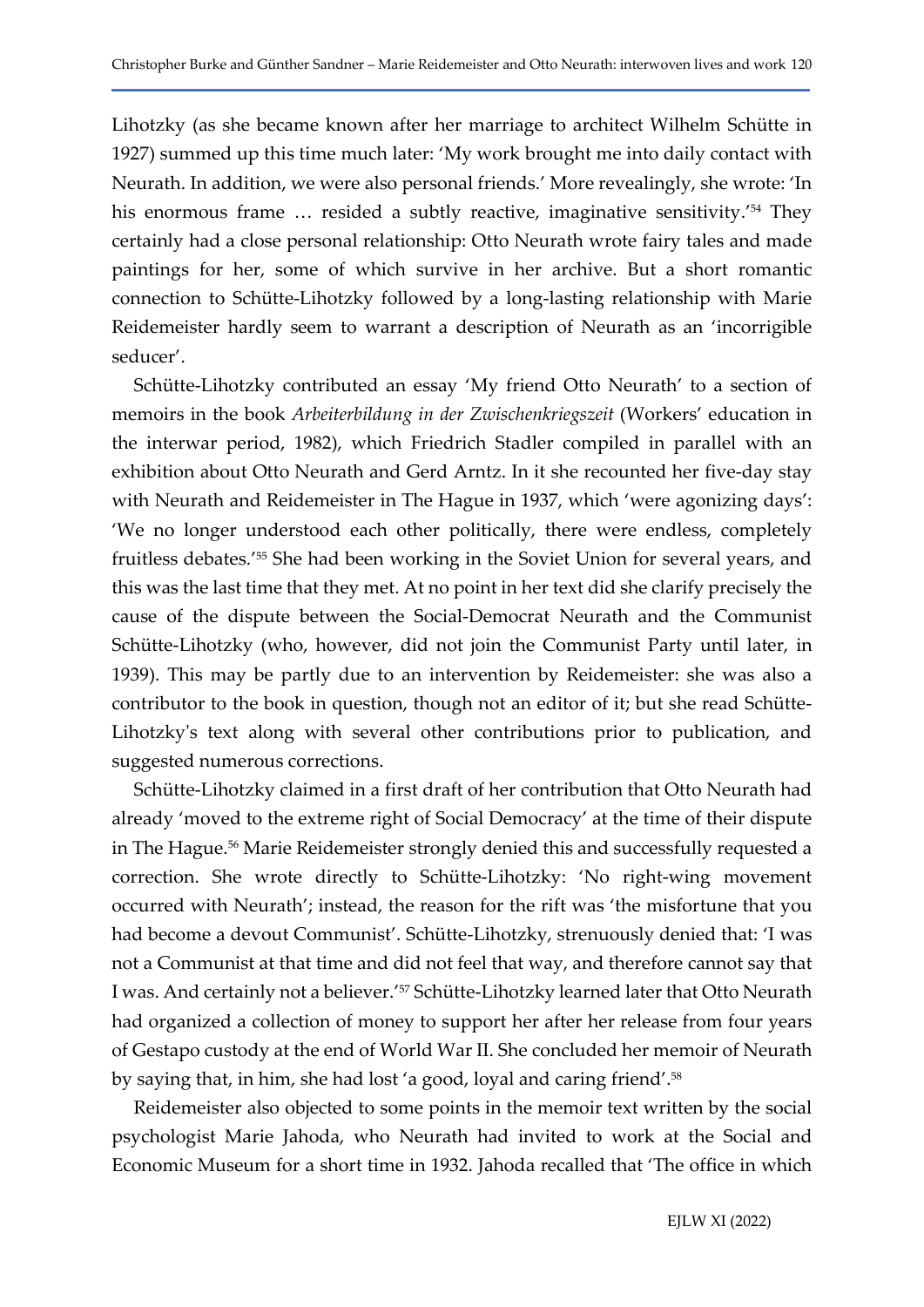Lihotzky (as she became known after her marriage to architect Wilhelm Schütte in 1927) summed up this time much later: 'My work brought me into daily contact with Neurath. In addition, we were also personal friends.' More revealingly, she wrote: 'In his enormous frame … resided a subtly reactive, imaginative sensitivity.'[54] They certainly had a close personal relationship: Otto Neurath wrote fairy tales and made paintings for her, some of which survive in her archive. But a short romantic connection to Schütte-Lihotzky followed by a long-lasting relationship with Marie Reidemeister hardly seem to warrant a description of Neurath as an 'incorrigible seducer'.

Schütte-Lihotzky contributed an essay 'My friend Otto Neurath' to a section of memoirs in the book *Arbeiterbildung in der Zwischenkriegszeit* (Workers' education in the interwar period, 1982), which Friedrich Stadler compiled in parallel with an exhibition about Otto Neurath and Gerd Arntz. In it she recounted her five-day stay with Neurath and Reidemeister in The Hague in 1937, which 'were agonizing days': 'We no longer understood each other politically, there were endless, completely fruitless debates.'[55] She had been working in the Soviet Union for several years, and this was the last time that they met. At no point in her text did she clarify precisely the cause of the dispute between the Social-Democrat Neurath and the Communist Schütte-Lihotzky (who, however, did not join the Communist Party until later, in 1939). This may be partly due to an intervention by Reidemeister: she was also a contributor to the book in question, though not an editor of it; but she read Schütte-Lihotzky's text along with several other contributions prior to publication, and suggested numerous corrections.

Schütte-Lihotzky claimed in a first draft of her contribution that Otto Neurath had already 'moved to the extreme right of Social Democracy' at the time of their dispute in The Hague.[56] Marie Reidemeister strongly denied this and successfully requested a correction. She wrote directly to Schütte-Lihotzky: 'No right-wing movement occurred with Neurath'; instead, the reason for the rift was 'the misfortune that you had become a devout Communist'. Schütte-Lihotzky, strenuously denied that: 'I was not a Communist at that time and did not feel that way, and therefore cannot say that I was. And certainly not a believer.'[57] Schütte-Lihotzky learned later that Otto Neurath had organized a collection of money to support her after her release from four years of Gestapo custody at the end of World War II. She concluded her memoir of Neurath by saying that, in him, she had lost 'a good, loyal and caring friend'.[58]

Reidemeister also objected to some points in the memoir text written by the social psychologist Marie Jahoda, who Neurath had invited to work at the Social and Economic Museum for a short time in 1932. Jahoda recalled that 'The office in which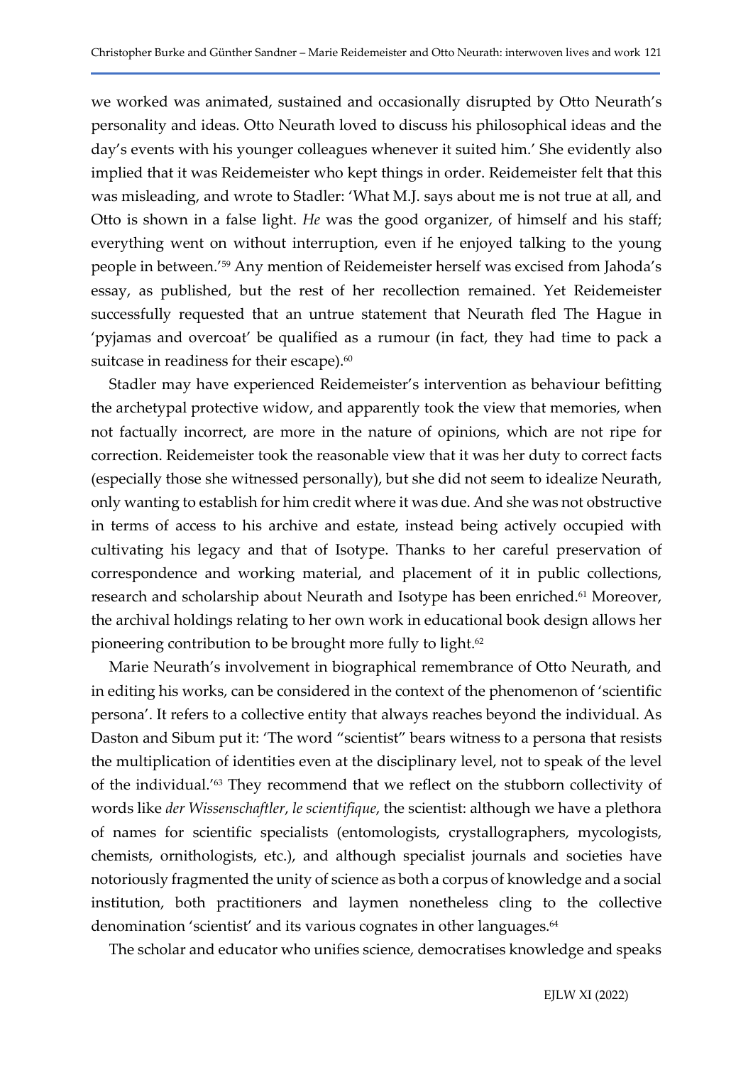we worked was animated, sustained and occasionally disrupted by Otto Neurath's personality and ideas. Otto Neurath loved to discuss his philosophical ideas and the day's events with his younger colleagues whenever it suited him.' She evidently also implied that it was Reidemeister who kept things in order. Reidemeister felt that this was misleading, and wrote to Stadler: 'What M.J. says about me is not true at all, and Otto is shown in a false light. *He* was the good organizer, of himself and his staff; everything went on without interruption, even if he enjoyed talking to the young people in between.'[59] Any mention of Reidemeister herself was excised from Jahoda's essay, as published, but the rest of her recollection remained. Yet Reidemeister successfully requested that an untrue statement that Neurath fled The Hague in 'pyjamas and overcoat' be qualified as a rumour (in fact, they had time to pack a suitcase in readiness for their escape).[60]

Stadler may have experienced Reidemeister's intervention as behaviour befitting the archetypal protective widow, and apparently took the view that memories, when not factually incorrect, are more in the nature of opinions, which are not ripe for correction. Reidemeister took the reasonable view that it was her duty to correct facts (especially those she witnessed personally), but she did not seem to idealize Neurath, only wanting to establish for him credit where it was due. And she was not obstructive in terms of access to his archive and estate, instead being actively occupied with cultivating his legacy and that of Isotype. Thanks to her careful preservation of correspondence and working material, and placement of it in public collections, research and scholarship about Neurath and Isotype has been enriched.[61] Moreover, the archival holdings relating to her own work in educational book design allows her pioneering contribution to be brought more fully to light.[62]

Marie Neurath's involvement in biographical remembrance of Otto Neurath, and in editing his works, can be considered in the context of the phenomenon of 'scientific persona'. It refers to a collective entity that always reaches beyond the individual. As Daston and Sibum put it: 'The word "scientist" bears witness to a persona that resists the multiplication of identities even at the disciplinary level, not to speak of the level of the individual.'[63] They recommend that we reflect on the stubborn collectivity of words like *der Wissenschaftler*, *le scientifique*, the scientist: although we have a plethora of names for scientific specialists (entomologists, crystallographers, mycologists, chemists, ornithologists, etc.), and although specialist journals and societies have notoriously fragmented the unity of science as both a corpus of knowledge and a social institution, both practitioners and laymen nonetheless cling to the collective denomination 'scientist' and its various cognates in other languages.[64]

The scholar and educator who unifies science, democratises knowledge and speaks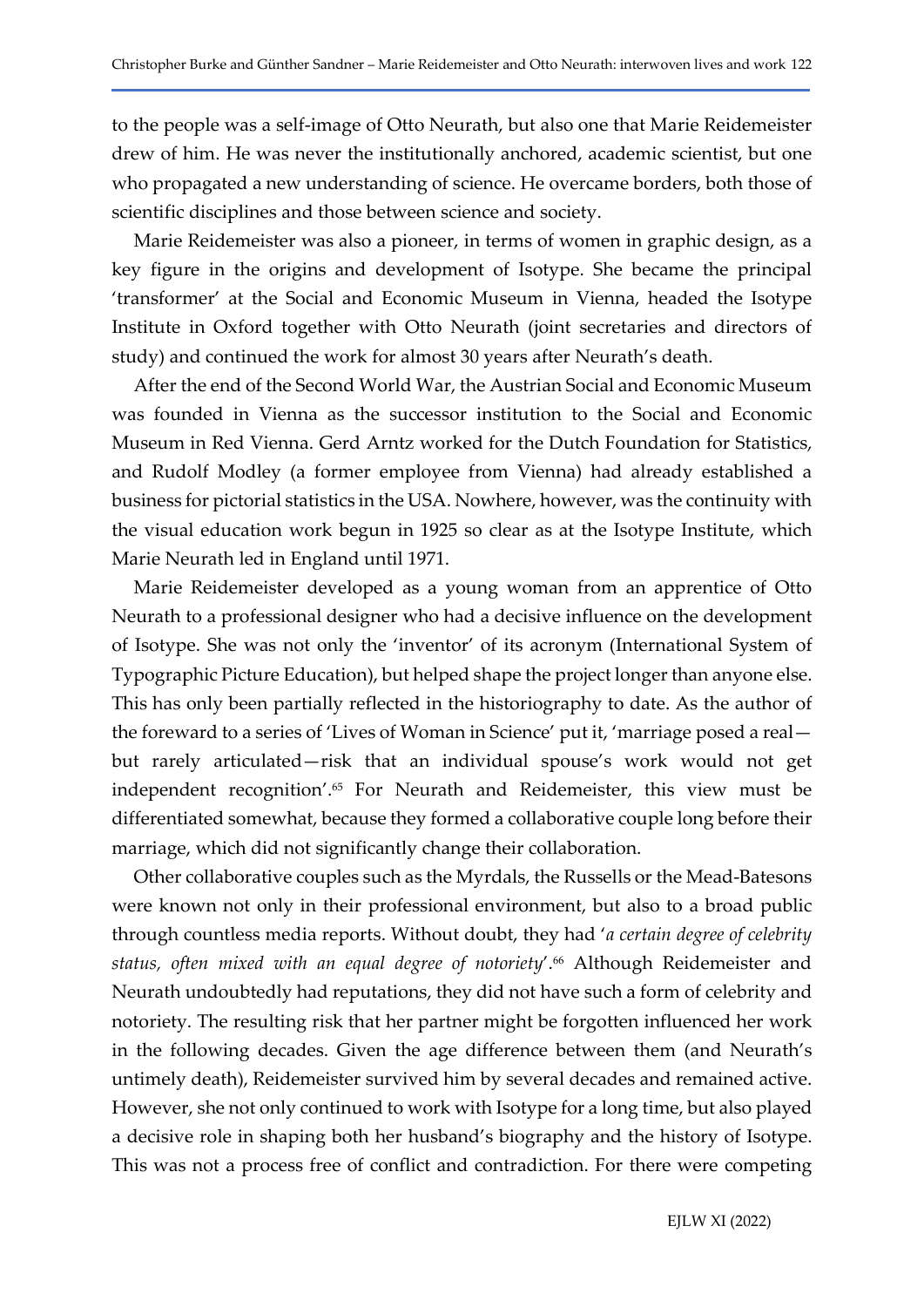to the people was a self-image of Otto Neurath, but also one that Marie Reidemeister drew of him. He was never the institutionally anchored, academic scientist, but one who propagated a new understanding of science. He overcame borders, both those of scientific disciplines and those between science and society.

Marie Reidemeister was also a pioneer, in terms of women in graphic design, as a key figure in the origins and development of Isotype. She became the principal 'transformer' at the Social and Economic Museum in Vienna, headed the Isotype Institute in Oxford together with Otto Neurath (joint secretaries and directors of study) and continued the work for almost 30 years after Neurath's death.

After the end of the Second World War, the Austrian Social and Economic Museum was founded in Vienna as the successor institution to the Social and Economic Museum in Red Vienna. Gerd Arntz worked for the Dutch Foundation for Statistics, and Rudolf Modley (a former employee from Vienna) had already established a business for pictorial statistics in the USA. Nowhere, however, was the continuity with the visual education work begun in 1925 so clear as at the Isotype Institute, which Marie Neurath led in England until 1971.

Marie Reidemeister developed as a young woman from an apprentice of Otto Neurath to a professional designer who had a decisive influence on the development of Isotype. She was not only the 'inventor' of its acronym (International System of Typographic Picture Education), but helped shape the project longer than anyone else. This has only been partially reflected in the historiography to date. As the author of the foreward to a series of 'Lives of Woman in Science' put it, 'marriage posed a real—but rarely articulated—risk that an individual spouse's work would not get independent recognition'.[65] For Neurath and Reidemeister, this view must be differentiated somewhat, because they formed a collaborative couple long before their marriage, which did not significantly change their collaboration.

Other collaborative couples such as the Myrdals, the Russells or the Mead-Batesons were known not only in their professional environment, but also to a broad public through countless media reports. Without doubt, they had '*a certain degree of celebrity status, often mixed with an equal degree of notoriety*'.[66] Although Reidemeister and Neurath undoubtedly had reputations, they did not have such a form of celebrity and notoriety. The resulting risk that her partner might be forgotten influenced her work in the following decades. Given the age difference between them (and Neurath's untimely death), Reidemeister survived him by several decades and remained active. However, she not only continued to work with Isotype for a long time, but also played a decisive role in shaping both her husband's biography and the history of Isotype. This was not a process free of conflict and contradiction. For there were competing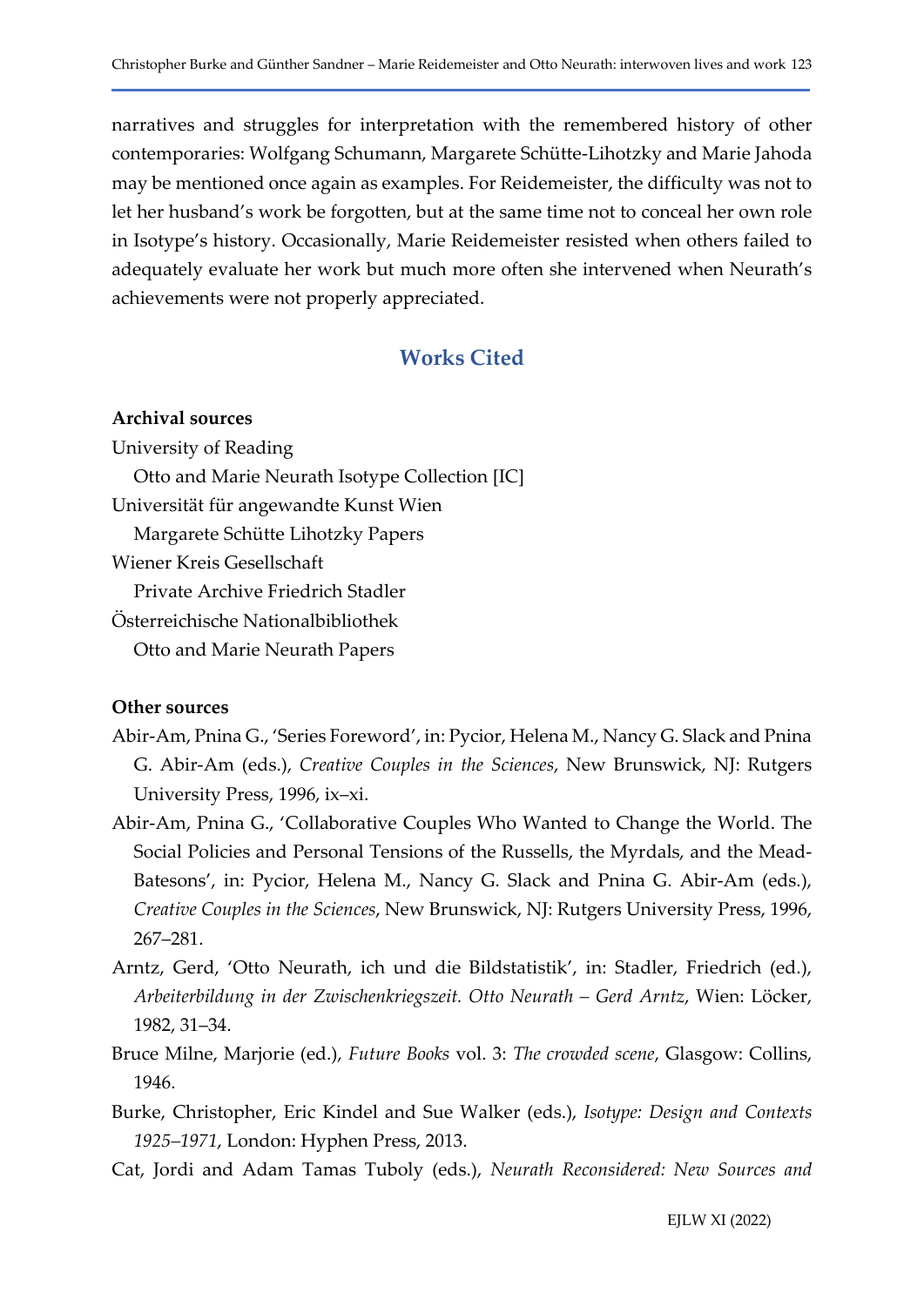narratives and struggles for interpretation with the remembered history of other contemporaries: Wolfgang Schumann, Margarete Schütte-Lihotzky and Marie Jahoda may be mentioned once again as examples. For Reidemeister, the difficulty was not to let her husband's work be forgotten, but at the same time not to conceal her own role in Isotype's history. Occasionally, Marie Reidemeister resisted when others failed to adequately evaluate her work but much more often she intervened when Neurath's achievements were not properly appreciated.

## Works Cited

**Archival sources**

University of Reading
  Otto and Marie Neurath Isotype Collection [IC]
Universität für angewandte Kunst Wien
  Margarete Schütte Lihotzky Papers
Wiener Kreis Gesellschaft
  Private Archive Friedrich Stadler
Österreichische Nationalbibliothek
  Otto and Marie Neurath Papers

**Other sources**

Abir-Am, Pnina G., 'Series Foreword', in: Pycior, Helena M., Nancy G. Slack and Pnina G. Abir-Am (eds.), *Creative Couples in the Sciences*, New Brunswick, NJ: Rutgers University Press, 1996, ix–xi.

Abir-Am, Pnina G., 'Collaborative Couples Who Wanted to Change the World. The Social Policies and Personal Tensions of the Russells, the Myrdals, and the Mead-Batesons', in: Pycior, Helena M., Nancy G. Slack and Pnina G. Abir-Am (eds.), *Creative Couples in the Sciences*, New Brunswick, NJ: Rutgers University Press, 1996, 267–281.

Arntz, Gerd, 'Otto Neurath, ich und die Bildstatistik', in: Stadler, Friedrich (ed.), *Arbeiterbildung in der Zwischenkriegszeit. Otto Neurath – Gerd Arntz*, Wien: Löcker, 1982, 31–34.

Bruce Milne, Marjorie (ed.), *Future Books* vol. 3: *The crowded scene*, Glasgow: Collins, 1946.

Burke, Christopher, Eric Kindel and Sue Walker (eds.), *Isotype: Design and Contexts 1925–1971*, London: Hyphen Press, 2013.

Cat, Jordi and Adam Tamas Tuboly (eds.), *Neurath Reconsidered: New Sources and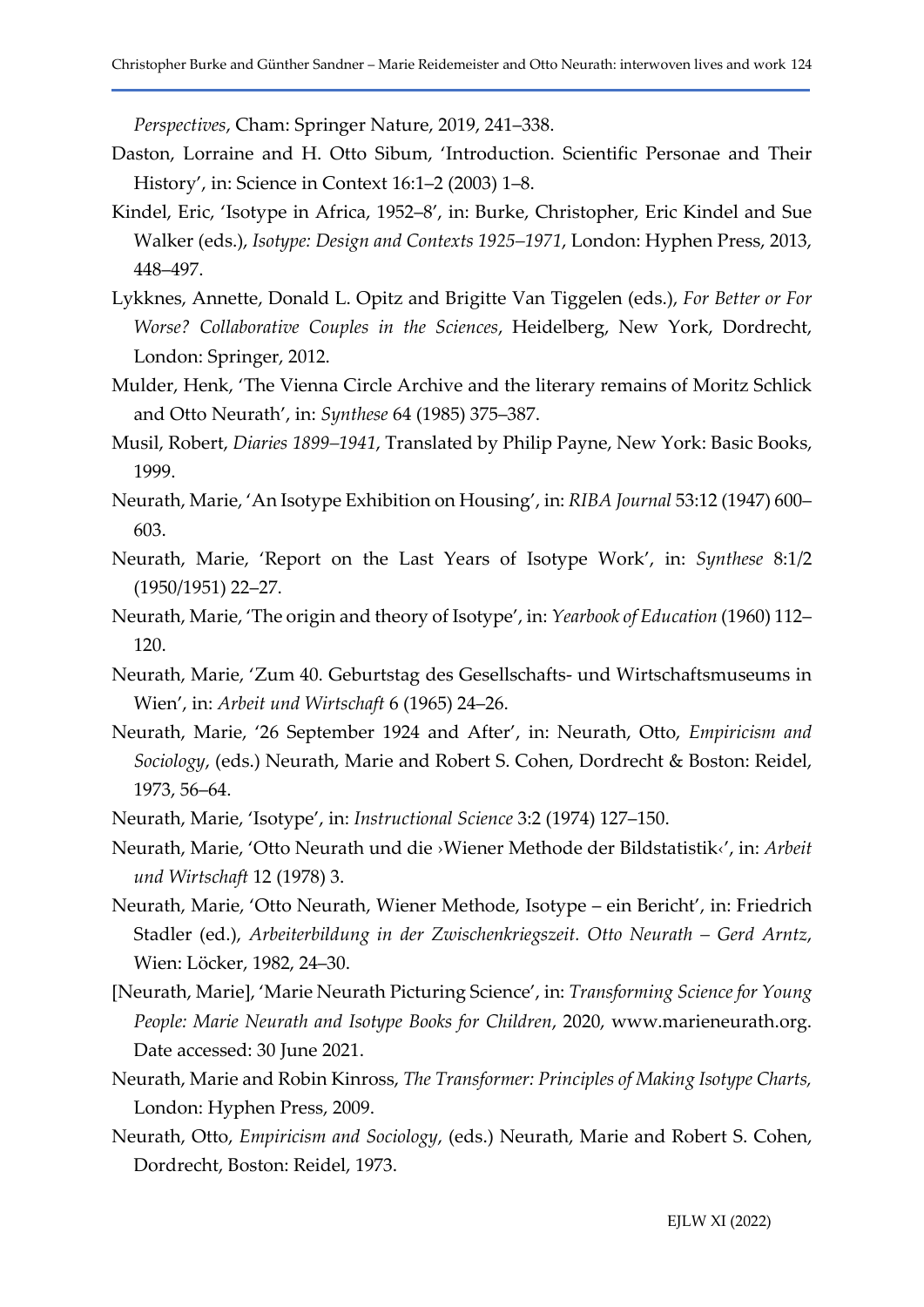*Perspectives*, Cham: Springer Nature, 2019, 241–338.

Daston, Lorraine and H. Otto Sibum, 'Introduction. Scientific Personae and Their History', in: Science in Context 16:1–2 (2003) 1–8.

Kindel, Eric, 'Isotype in Africa, 1952–8', in: Burke, Christopher, Eric Kindel and Sue Walker (eds.), *Isotype: Design and Contexts 1925–1971*, London: Hyphen Press, 2013, 448–497.

Lykknes, Annette, Donald L. Opitz and Brigitte Van Tiggelen (eds.), *For Better or For Worse? Collaborative Couples in the Sciences*, Heidelberg, New York, Dordrecht, London: Springer, 2012.

Mulder, Henk, 'The Vienna Circle Archive and the literary remains of Moritz Schlick and Otto Neurath', in: *Synthese* 64 (1985) 375–387.

Musil, Robert, *Diaries 1899–1941*, Translated by Philip Payne, New York: Basic Books, 1999.

Neurath, Marie, 'An Isotype Exhibition on Housing', in: *RIBA Journal* 53:12 (1947) 600–603.

Neurath, Marie, 'Report on the Last Years of Isotype Work', in: *Synthese* 8:1/2 (1950/1951) 22–27.

Neurath, Marie, 'The origin and theory of Isotype', in: *Yearbook of Education* (1960) 112–120.

Neurath, Marie, 'Zum 40. Geburtstag des Gesellschafts- und Wirtschaftsmuseums in Wien', in: *Arbeit und Wirtschaft* 6 (1965) 24–26.

Neurath, Marie, '26 September 1924 and After', in: Neurath, Otto, *Empiricism and Sociology*, (eds.) Neurath, Marie and Robert S. Cohen, Dordrecht & Boston: Reidel, 1973, 56–64.

Neurath, Marie, 'Isotype', in: *Instructional Science* 3:2 (1974) 127–150.

Neurath, Marie, 'Otto Neurath und die ›Wiener Methode der Bildstatistik‹', in: *Arbeit und Wirtschaft* 12 (1978) 3.

Neurath, Marie, 'Otto Neurath, Wiener Methode, Isotype – ein Bericht', in: Friedrich Stadler (ed.), *Arbeiterbildung in der Zwischenkriegszeit. Otto Neurath – Gerd Arntz*, Wien: Löcker, 1982, 24–30.

[Neurath, Marie], 'Marie Neurath Picturing Science', in: *Transforming Science for Young People: Marie Neurath and Isotype Books for Children*, 2020, www.marieneurath.org. Date accessed: 30 June 2021.

Neurath, Marie and Robin Kinross, *The Transformer: Principles of Making Isotype Charts,* London: Hyphen Press, 2009.

Neurath, Otto, *Empiricism and Sociology*, (eds.) Neurath, Marie and Robert S. Cohen, Dordrecht, Boston: Reidel, 1973.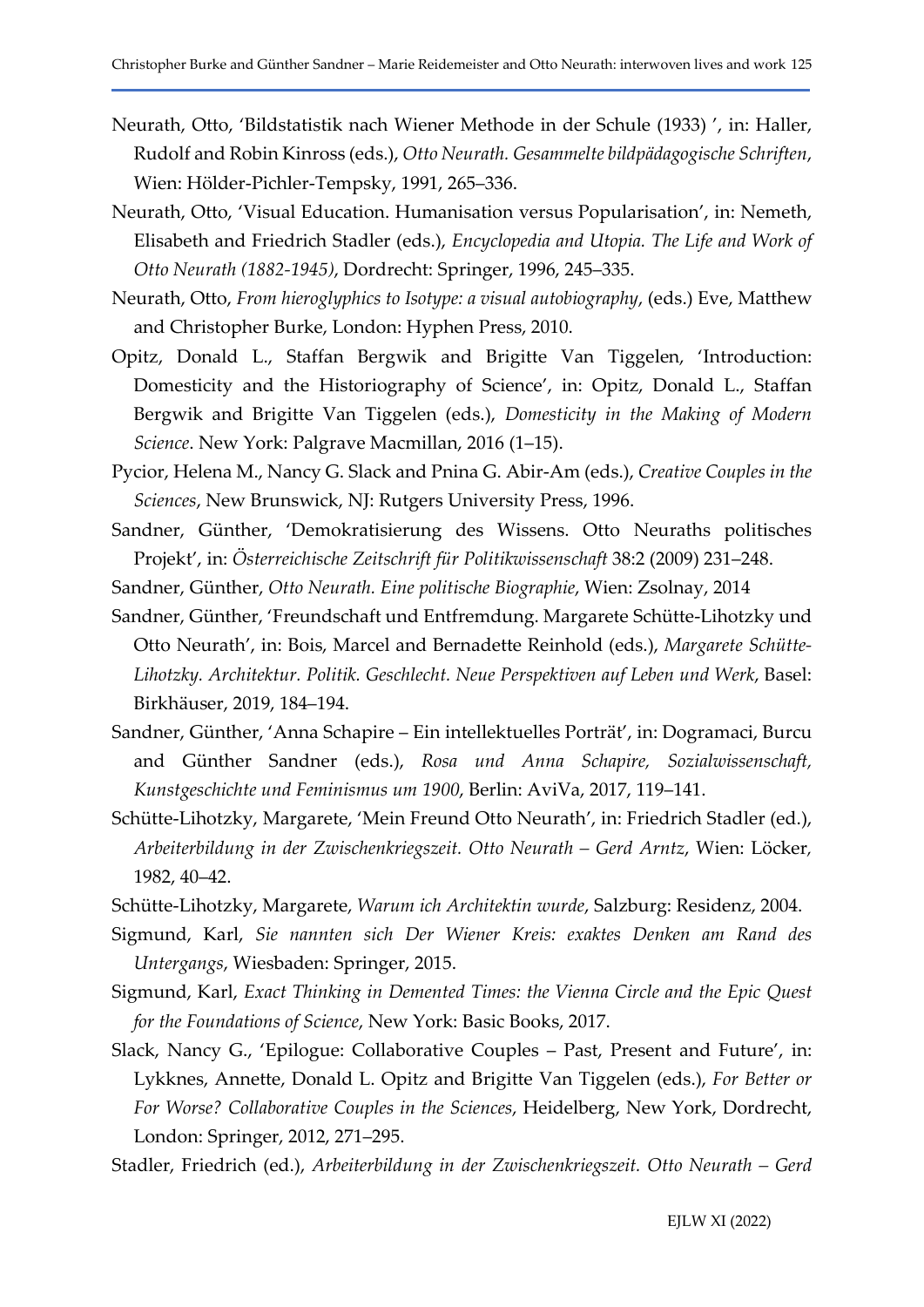Neurath, Otto, 'Bildstatistik nach Wiener Methode in der Schule (1933) ', in: Haller, Rudolf and Robin Kinross (eds.), *Otto Neurath. Gesammelte bildpädagogische Schriften*, Wien: Hölder-Pichler-Tempsky, 1991, 265–336.

Neurath, Otto, 'Visual Education. Humanisation versus Popularisation', in: Nemeth, Elisabeth and Friedrich Stadler (eds.), *Encyclopedia and Utopia. The Life and Work of Otto Neurath (1882-1945)*, Dordrecht: Springer, 1996, 245–335.

Neurath, Otto, *From hieroglyphics to Isotype: a visual autobiography*, (eds.) Eve, Matthew and Christopher Burke, London: Hyphen Press, 2010.

Opitz, Donald L., Staffan Bergwik and Brigitte Van Tiggelen, 'Introduction: Domesticity and the Historiography of Science', in: Opitz, Donald L., Staffan Bergwik and Brigitte Van Tiggelen (eds.), *Domesticity in the Making of Modern Science*. New York: Palgrave Macmillan, 2016 (1–15).

Pycior, Helena M., Nancy G. Slack and Pnina G. Abir-Am (eds.), *Creative Couples in the Sciences*, New Brunswick, NJ: Rutgers University Press, 1996.

Sandner, Günther, 'Demokratisierung des Wissens. Otto Neuraths politisches Projekt', in: *Österreichische Zeitschrift für Politikwissenschaft* 38:2 (2009) 231–248.

Sandner, Günther, *Otto Neurath. Eine politische Biographie*, Wien: Zsolnay, 2014

Sandner, Günther, 'Freundschaft und Entfremdung. Margarete Schütte-Lihotzky und Otto Neurath', in: Bois, Marcel and Bernadette Reinhold (eds.), *Margarete Schütte-Lihotzky. Architektur. Politik. Geschlecht. Neue Perspektiven auf Leben und Werk*, Basel: Birkhäuser, 2019, 184–194.

Sandner, Günther, 'Anna Schapire – Ein intellektuelles Porträt', in: Dogramaci, Burcu and Günther Sandner (eds.), *Rosa und Anna Schapire, Sozialwissenschaft, Kunstgeschichte und Feminismus um 1900*, Berlin: AviVa, 2017, 119–141.

Schütte-Lihotzky, Margarete, 'Mein Freund Otto Neurath', in: Friedrich Stadler (ed.), *Arbeiterbildung in der Zwischenkriegszeit. Otto Neurath – Gerd Arntz*, Wien: Löcker, 1982, 40–42.

Schütte-Lihotzky, Margarete, *Warum ich Architektin wurde*, Salzburg: Residenz, 2004.

Sigmund, Karl, *Sie nannten sich Der Wiener Kreis: exaktes Denken am Rand des Untergangs*, Wiesbaden: Springer, 2015.

Sigmund, Karl, *Exact Thinking in Demented Times: the Vienna Circle and the Epic Quest for the Foundations of Science*, New York: Basic Books, 2017.

Slack, Nancy G., 'Epilogue: Collaborative Couples – Past, Present and Future', in: Lykknes, Annette, Donald L. Opitz and Brigitte Van Tiggelen (eds.), *For Better or For Worse? Collaborative Couples in the Sciences*, Heidelberg, New York, Dordrecht, London: Springer, 2012, 271–295.

Stadler, Friedrich (ed.), *Arbeiterbildung in der Zwischenkriegszeit. Otto Neurath – Gerd*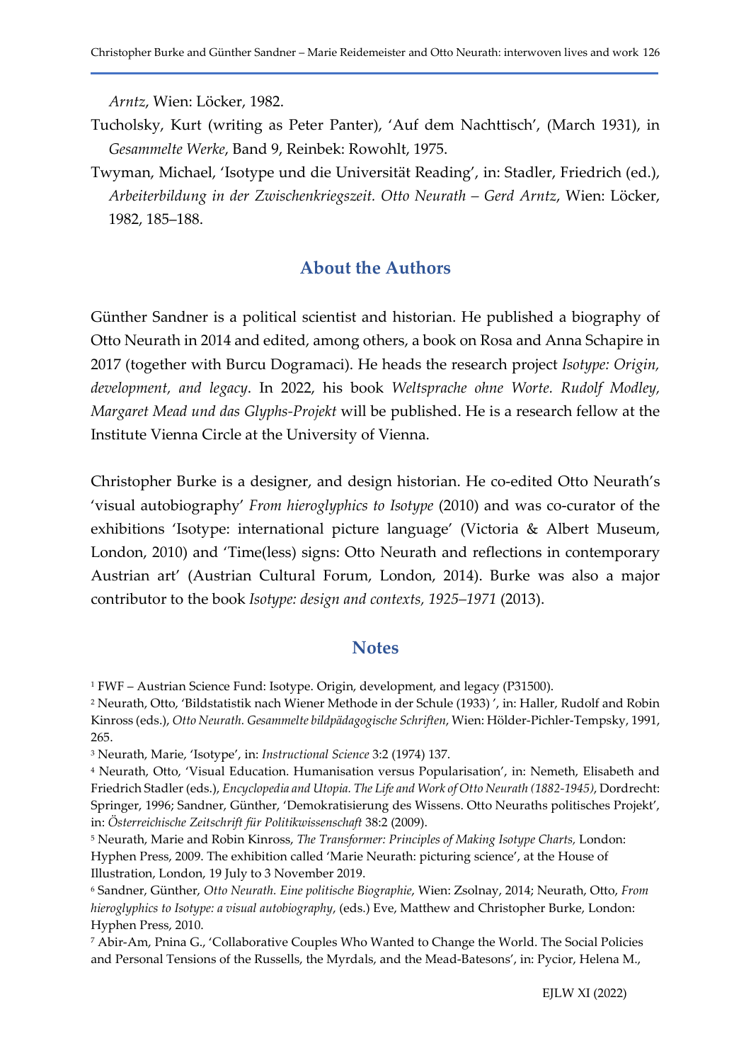*Arntz*, Wien: Löcker, 1982.

Tucholsky, Kurt (writing as Peter Panter), 'Auf dem Nachttisch', (March 1931), in *Gesammelte Werke*, Band 9, Reinbek: Rowohlt, 1975.

Twyman, Michael, 'Isotype und die Universität Reading', in: Stadler, Friedrich (ed.), *Arbeiterbildung in der Zwischenkriegszeit. Otto Neurath – Gerd Arntz*, Wien: Löcker, 1982, 185–188.

## About the Authors

Günther Sandner is a political scientist and historian. He published a biography of Otto Neurath in 2014 and edited, among others, a book on Rosa and Anna Schapire in 2017 (together with Burcu Dogramaci). He heads the research project *Isotype: Origin, development, and legacy*. In 2022, his book *Weltsprache ohne Worte. Rudolf Modley, Margaret Mead und das Glyphs-Projekt* will be published. He is a research fellow at the Institute Vienna Circle at the University of Vienna.

Christopher Burke is a designer, and design historian. He co-edited Otto Neurath's 'visual autobiography' *From hieroglyphics to Isotype* (2010) and was co-curator of the exhibitions 'Isotype: international picture language' (Victoria & Albert Museum, London, 2010) and 'Time(less) signs: Otto Neurath and reflections in contemporary Austrian art' (Austrian Cultural Forum, London, 2014). Burke was also a major contributor to the book *Isotype: design and contexts, 1925–1971* (2013).

## Notes

[1] FWF – Austrian Science Fund: Isotype. Origin, development, and legacy (P31500).

[2] Neurath, Otto, 'Bildstatistik nach Wiener Methode in der Schule (1933) ', in: Haller, Rudolf and Robin Kinross (eds.), *Otto Neurath. Gesammelte bildpädagogische Schriften*, Wien: Hölder-Pichler-Tempsky, 1991, 265.

[3] Neurath, Marie, 'Isotype', in: *Instructional Science* 3:2 (1974) 137.

[4] Neurath, Otto, 'Visual Education. Humanisation versus Popularisation', in: Nemeth, Elisabeth and Friedrich Stadler (eds.), *Encyclopedia and Utopia. The Life and Work of Otto Neurath (1882-1945)*, Dordrecht: Springer, 1996; Sandner, Günther, 'Demokratisierung des Wissens. Otto Neuraths politisches Projekt', in: *Österreichische Zeitschrift für Politikwissenschaft* 38:2 (2009).

[5] Neurath, Marie and Robin Kinross, *The Transformer: Principles of Making Isotype Charts,* London: Hyphen Press, 2009. The exhibition called 'Marie Neurath: picturing science', at the House of Illustration, London, 19 July to 3 November 2019.

[6] Sandner, Günther, *Otto Neurath. Eine politische Biographie*, Wien: Zsolnay, 2014; Neurath, Otto, *From hieroglyphics to Isotype: a visual autobiography*, (eds.) Eve, Matthew and Christopher Burke, London: Hyphen Press, 2010.

[7] Abir-Am, Pnina G., 'Collaborative Couples Who Wanted to Change the World. The Social Policies and Personal Tensions of the Russells, the Myrdals, and the Mead-Batesons', in: Pycior, Helena M.,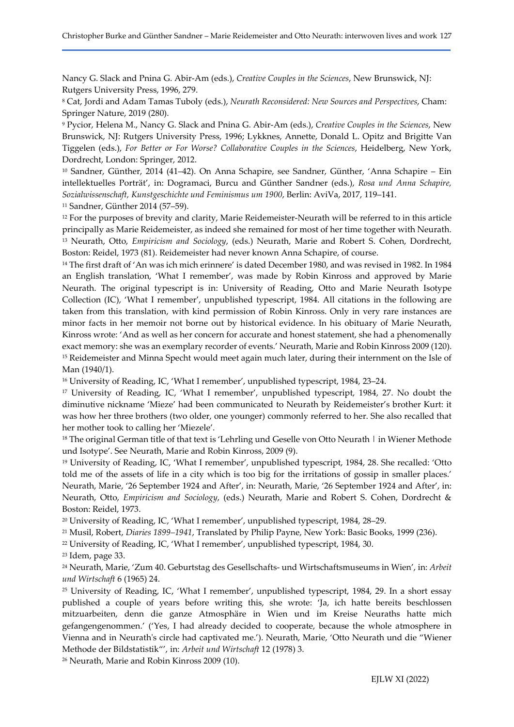Nancy G. Slack and Pnina G. Abir-Am (eds.), *Creative Couples in the Sciences*, New Brunswick, NJ: Rutgers University Press, 1996, 279.

[8] Cat, Jordi and Adam Tamas Tuboly (eds.), *Neurath Reconsidered: New Sources and Perspectives*, Cham: Springer Nature, 2019 (280).

[9] Pycior, Helena M., Nancy G. Slack and Pnina G. Abir-Am (eds.), *Creative Couples in the Sciences*, New Brunswick, NJ: Rutgers University Press, 1996; Lykknes, Annette, Donald L. Opitz and Brigitte Van Tiggelen (eds.), *For Better or For Worse? Collaborative Couples in the Sciences*, Heidelberg, New York, Dordrecht, London: Springer, 2012.

[10] Sandner, Günther, 2014 (41–42). On Anna Schapire, see Sandner, Günther, 'Anna Schapire – Ein intellektuelles Porträt', in: Dogramaci, Burcu and Günther Sandner (eds.), *Rosa und Anna Schapire, Sozialwissenschaft, Kunstgeschichte und Feminismus um 1900*, Berlin: AviVa, 2017, 119–141.

[11] Sandner, Günther 2014 (57–59).

[12] For the purposes of brevity and clarity, Marie Reidemeister-Neurath will be referred to in this article principally as Marie Reidemeister, as indeed she remained for most of her time together with Neurath.

[13] Neurath, Otto, *Empiricism and Sociology*, (eds.) Neurath, Marie and Robert S. Cohen, Dordrecht, Boston: Reidel, 1973 (81). Reidemeister had never known Anna Schapire, of course.

[14] The first draft of 'An was ich mich erinnere' is dated December 1980, and was revised in 1982. In 1984 an English translation, 'What I remember', was made by Robin Kinross and approved by Marie Neurath. The original typescript is in: University of Reading, Otto and Marie Neurath Isotype Collection (IC), 'What I remember', unpublished typescript, 1984. All citations in the following are taken from this translation, with kind permission of Robin Kinross. Only in very rare instances are minor facts in her memoir not borne out by historical evidence. In his obituary of Marie Neurath, Kinross wrote: 'And as well as her concern for accurate and honest statement, she had a phenomenally exact memory: she was an exemplary recorder of events.' Neurath, Marie and Robin Kinross 2009 (120).

[15] Reidemeister and Minna Specht would meet again much later, during their internment on the Isle of Man (1940/1).

[16] University of Reading, IC, 'What I remember', unpublished typescript, 1984, 23–24.

[17] University of Reading, IC, 'What I remember', unpublished typescript, 1984, 27. No doubt the diminutive nickname 'Mieze' had been communicated to Neurath by Reidemeister's brother Kurt: it was how her three brothers (two older, one younger) commonly referred to her. She also recalled that her mother took to calling her 'Miezele'.

[18] The original German title of that text is 'Lehrling und Geselle von Otto Neurath | in Wiener Methode und Isotype'. See Neurath, Marie and Robin Kinross, 2009 (9).

[19] University of Reading, IC, 'What I remember', unpublished typescript, 1984, 28. She recalled: 'Otto told me of the assets of life in a city which is too big for the irritations of gossip in smaller places.' Neurath, Marie, '26 September 1924 and After', in: Neurath, Marie, '26 September 1924 and After', in: Neurath, Otto, *Empiricism and Sociology*, (eds.) Neurath, Marie and Robert S. Cohen, Dordrecht & Boston: Reidel, 1973.

[20] University of Reading, IC, 'What I remember', unpublished typescript, 1984, 28–29.

[21] Musil, Robert, *Diaries 1899–1941*, Translated by Philip Payne, New York: Basic Books, 1999 (236).

[22] University of Reading, IC, 'What I remember', unpublished typescript, 1984, 30.

[23] Idem, page 33.

[24] Neurath, Marie, 'Zum 40. Geburtstag des Gesellschafts- und Wirtschaftsmuseums in Wien', in: *Arbeit und Wirtschaft* 6 (1965) 24.

[25] University of Reading, IC, 'What I remember', unpublished typescript, 1984, 29. In a short essay published a couple of years before writing this, she wrote: 'Ja, ich hatte bereits beschlossen mitzuarbeiten, denn die ganze Atmosphäre in Wien und im Kreise Neuraths hatte mich gefangengenommen.' ('Yes, I had already decided to cooperate, because the whole atmosphere in Vienna and in Neurath's circle had captivated me.'). Neurath, Marie, 'Otto Neurath und die "Wiener Methode der Bildstatistik"', in: *Arbeit und Wirtschaft* 12 (1978) 3.

[26] Neurath, Marie and Robin Kinross 2009 (10).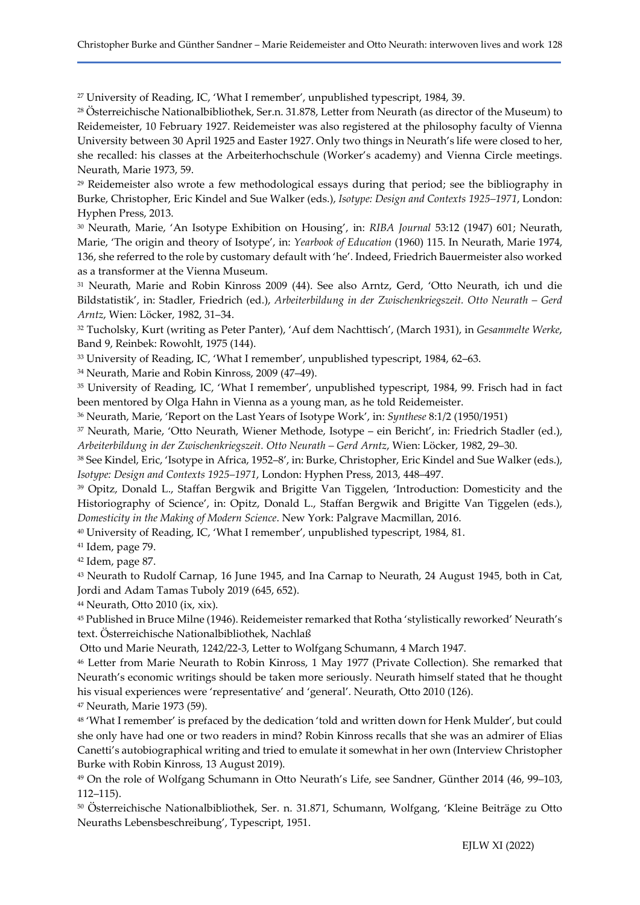[27] University of Reading, IC, 'What I remember', unpublished typescript, 1984, 39.

[28] Österreichische Nationalbibliothek, Ser.n. 31.878, Letter from Neurath (as director of the Museum) to Reidemeister, 10 February 1927. Reidemeister was also registered at the philosophy faculty of Vienna University between 30 April 1925 and Easter 1927. Only two things in Neurath's life were closed to her, she recalled: his classes at the Arbeiterhochschule (Worker's academy) and Vienna Circle meetings. Neurath, Marie 1973, 59.

[29] Reidemeister also wrote a few methodological essays during that period; see the bibliography in Burke, Christopher, Eric Kindel and Sue Walker (eds.), *Isotype: Design and Contexts 1925–1971*, London: Hyphen Press, 2013.

[30] Neurath, Marie, 'An Isotype Exhibition on Housing', in: *RIBA Journal* 53:12 (1947) 601; Neurath, Marie, 'The origin and theory of Isotype', in: *Yearbook of Education* (1960) 115. In Neurath, Marie 1974, 136, she referred to the role by customary default with 'he'. Indeed, Friedrich Bauermeister also worked as a transformer at the Vienna Museum.

[31] Neurath, Marie and Robin Kinross 2009 (44). See also Arntz, Gerd, 'Otto Neurath, ich und die Bildstatistik', in: Stadler, Friedrich (ed.), *Arbeiterbildung in der Zwischenkriegszeit. Otto Neurath – Gerd Arntz*, Wien: Löcker, 1982, 31–34.

[32] Tucholsky, Kurt (writing as Peter Panter), 'Auf dem Nachttisch', (March 1931), in *Gesammelte Werke*, Band 9, Reinbek: Rowohlt, 1975 (144).

[33] University of Reading, IC, 'What I remember', unpublished typescript, 1984, 62–63.

[34] Neurath, Marie and Robin Kinross, 2009 (47–49).

[35] University of Reading, IC, 'What I remember', unpublished typescript, 1984, 99. Frisch had in fact been mentored by Olga Hahn in Vienna as a young man, as he told Reidemeister.

[36] Neurath, Marie, 'Report on the Last Years of Isotype Work', in: *Synthese* 8:1/2 (1950/1951)

[37] Neurath, Marie, 'Otto Neurath, Wiener Methode, Isotype – ein Bericht', in: Friedrich Stadler (ed.), *Arbeiterbildung in der Zwischenkriegszeit. Otto Neurath – Gerd Arntz*, Wien: Löcker, 1982, 29–30.

[38] See Kindel, Eric, 'Isotype in Africa, 1952–8', in: Burke, Christopher, Eric Kindel and Sue Walker (eds.), *Isotype: Design and Contexts 1925–1971*, London: Hyphen Press, 2013, 448–497.

[39] Opitz, Donald L., Staffan Bergwik and Brigitte Van Tiggelen, 'Introduction: Domesticity and the Historiography of Science', in: Opitz, Donald L., Staffan Bergwik and Brigitte Van Tiggelen (eds.), *Domesticity in the Making of Modern Science*. New York: Palgrave Macmillan, 2016.

[40] University of Reading, IC, 'What I remember', unpublished typescript, 1984, 81.

[41] Idem, page 79.

[42] Idem, page 87.

[43] Neurath to Rudolf Carnap, 16 June 1945, and Ina Carnap to Neurath, 24 August 1945, both in Cat, Jordi and Adam Tamas Tuboly 2019 (645, 652).

[44] Neurath, Otto 2010 (ix, xix).

[45] Published in Bruce Milne (1946). Reidemeister remarked that Rotha 'stylistically reworked' Neurath's text. Österreichische Nationalbibliothek, Nachlaß Otto und Marie Neurath, 1242/22-3, Letter to Wolfgang Schumann, 4 March 1947.

[46] Letter from Marie Neurath to Robin Kinross, 1 May 1977 (Private Collection). She remarked that Neurath's economic writings should be taken more seriously. Neurath himself stated that he thought his visual experiences were 'representative' and 'general'. Neurath, Otto 2010 (126).

[47] Neurath, Marie 1973 (59).

[48] 'What I remember' is prefaced by the dedication 'told and written down for Henk Mulder', but could she only have had one or two readers in mind? Robin Kinross recalls that she was an admirer of Elias Canetti's autobiographical writing and tried to emulate it somewhat in her own (Interview Christopher Burke with Robin Kinross, 13 August 2019).

[49] On the role of Wolfgang Schumann in Otto Neurath's Life, see Sandner, Günther 2014 (46, 99–103, 112–115).

[50] Österreichische Nationalbibliothek, Ser. n. 31.871, Schumann, Wolfgang, 'Kleine Beiträge zu Otto Neuraths Lebensbeschreibung', Typescript, 1951.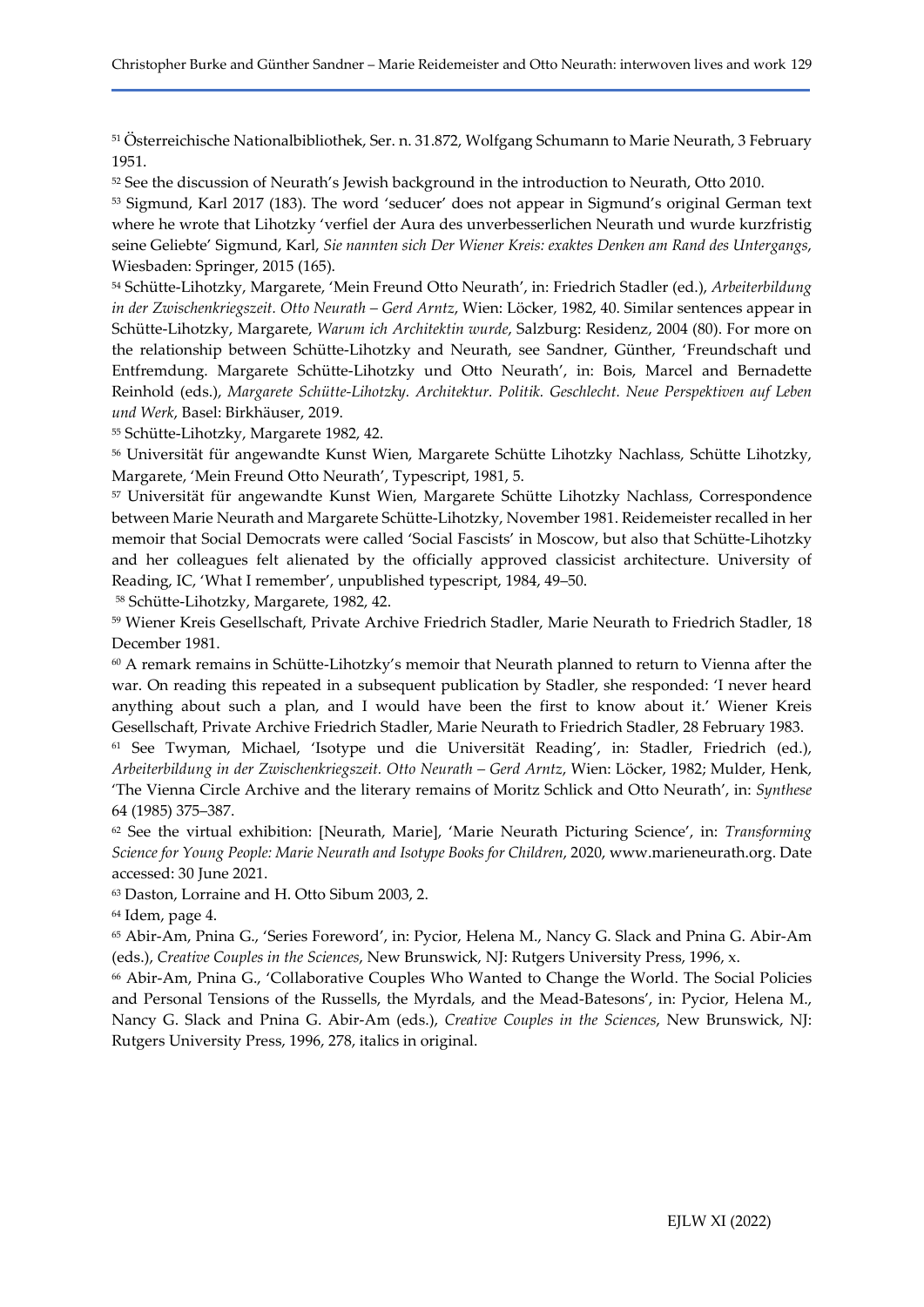[51] Österreichische Nationalbibliothek, Ser. n. 31.872, Wolfgang Schumann to Marie Neurath, 3 February 1951.

[52] See the discussion of Neurath's Jewish background in the introduction to Neurath, Otto 2010.

[53] Sigmund, Karl 2017 (183). The word 'seducer' does not appear in Sigmund's original German text where he wrote that Lihotzky 'verfiel der Aura des unverbesserlichen Neurath und wurde kurzfristig seine Geliebte' Sigmund, Karl, *Sie nannten sich Der Wiener Kreis: exaktes Denken am Rand des Untergangs*, Wiesbaden: Springer, 2015 (165).

[54] Schütte-Lihotzky, Margarete, 'Mein Freund Otto Neurath', in: Friedrich Stadler (ed.), *Arbeiterbildung in der Zwischenkriegszeit. Otto Neurath – Gerd Arntz*, Wien: Löcker, 1982, 40. Similar sentences appear in Schütte-Lihotzky, Margarete, *Warum ich Architektin wurde*, Salzburg: Residenz, 2004 (80). For more on the relationship between Schütte-Lihotzky and Neurath, see Sandner, Günther, 'Freundschaft und Entfremdung. Margarete Schütte-Lihotzky und Otto Neurath', in: Bois, Marcel and Bernadette Reinhold (eds.), *Margarete Schütte-Lihotzky. Architektur. Politik. Geschlecht. Neue Perspektiven auf Leben und Werk*, Basel: Birkhäuser, 2019.

[55] Schütte-Lihotzky, Margarete 1982, 42.

[56] Universität für angewandte Kunst Wien, Margarete Schütte Lihotzky Nachlass, Schütte Lihotzky, Margarete, 'Mein Freund Otto Neurath', Typescript, 1981, 5.

[57] Universität für angewandte Kunst Wien, Margarete Schütte Lihotzky Nachlass, Correspondence between Marie Neurath and Margarete Schütte-Lihotzky, November 1981. Reidemeister recalled in her memoir that Social Democrats were called 'Social Fascists' in Moscow, but also that Schütte-Lihotzky and her colleagues felt alienated by the officially approved classicist architecture. University of Reading, IC, 'What I remember', unpublished typescript, 1984, 49–50.

[58] Schütte-Lihotzky, Margarete, 1982, 42.

[59] Wiener Kreis Gesellschaft, Private Archive Friedrich Stadler, Marie Neurath to Friedrich Stadler, 18 December 1981.

[60] A remark remains in Schütte-Lihotzky's memoir that Neurath planned to return to Vienna after the war. On reading this repeated in a subsequent publication by Stadler, she responded: 'I never heard anything about such a plan, and I would have been the first to know about it.' Wiener Kreis Gesellschaft, Private Archive Friedrich Stadler, Marie Neurath to Friedrich Stadler, 28 February 1983.

[61] See Twyman, Michael, 'Isotype und die Universität Reading', in: Stadler, Friedrich (ed.), *Arbeiterbildung in der Zwischenkriegszeit. Otto Neurath – Gerd Arntz*, Wien: Löcker, 1982; Mulder, Henk, 'The Vienna Circle Archive and the literary remains of Moritz Schlick and Otto Neurath', in: *Synthese* 64 (1985) 375–387.

[62] See the virtual exhibition: [Neurath, Marie], 'Marie Neurath Picturing Science', in: *Transforming Science for Young People: Marie Neurath and Isotype Books for Children*, 2020, www.marieneurath.org. Date accessed: 30 June 2021.

[63] Daston, Lorraine and H. Otto Sibum 2003, 2.

[64] Idem, page 4.

[65] Abir-Am, Pnina G., 'Series Foreword', in: Pycior, Helena M., Nancy G. Slack and Pnina G. Abir-Am (eds.), *Creative Couples in the Sciences*, New Brunswick, NJ: Rutgers University Press, 1996, x.

[66] Abir-Am, Pnina G., 'Collaborative Couples Who Wanted to Change the World. The Social Policies and Personal Tensions of the Russells, the Myrdals, and the Mead-Batesons', in: Pycior, Helena M., Nancy G. Slack and Pnina G. Abir-Am (eds.), *Creative Couples in the Sciences*, New Brunswick, NJ: Rutgers University Press, 1996, 278, italics in original.